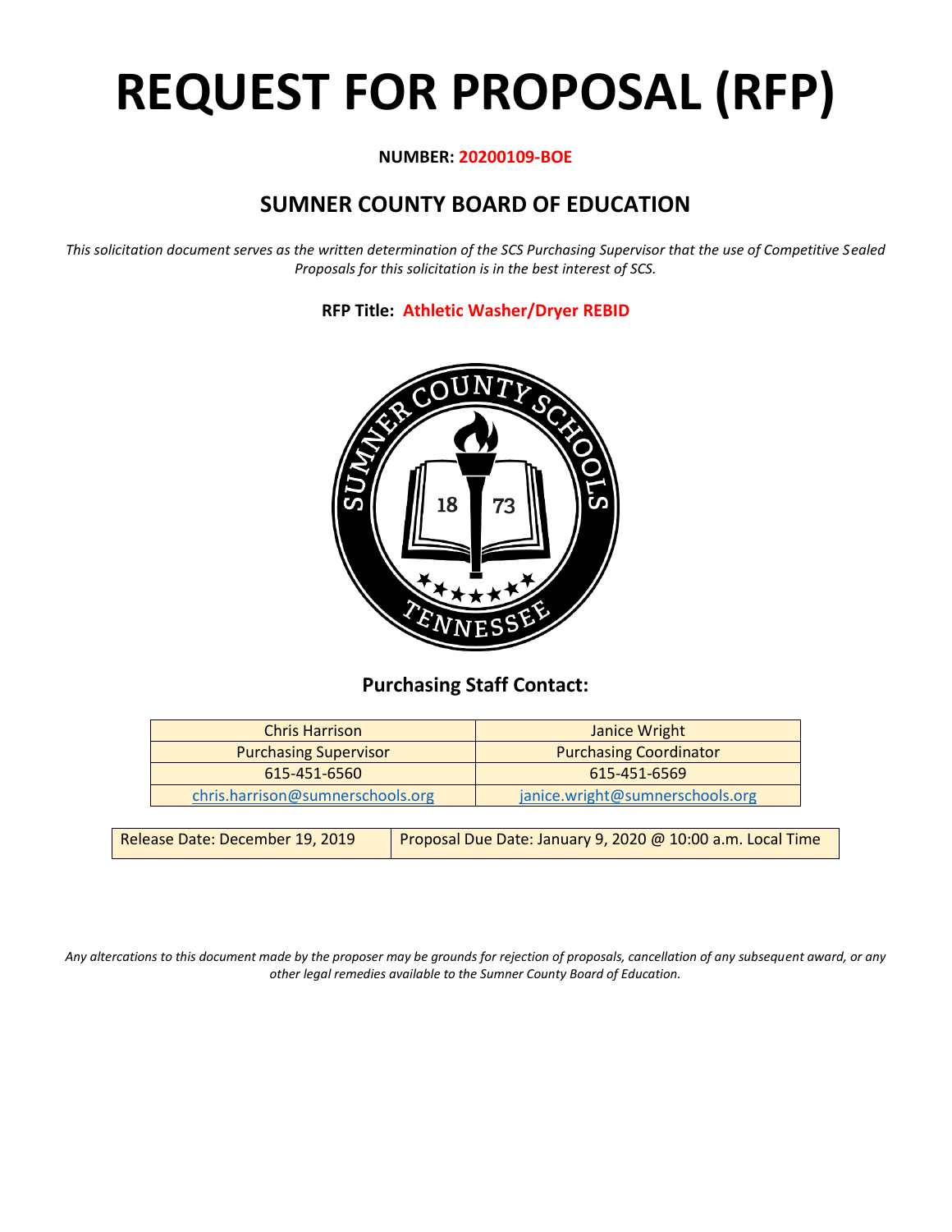# REQUEST FOR PROPOSAL (RFP)

**NUMBER: 20200109-BOE**

## SUMNER COUNTY BOARD OF EDUCATION

*This solicitation document serves as the written determination of the SCS Purchasing Supervisor that the use of Competitive Sealed Proposals for this solicitation is in the best interest of SCS.*

**RFP Title: Athletic Washer/Dryer REBID**

### Purchasing Staff Contact:

| Chris Harrison | Janice Wright |
|---|---|
| Purchasing Supervisor | Purchasing Coordinator |
| 615-451-6560 | 615-451-6569 |
| chris.harrison@sumnerschools.org | janice.wright@sumnerschools.org |

| Release Date: December 19, 2019 | Proposal Due Date: January 9, 2020 @ 10:00 a.m. Local Time |
|---|---|

*Any altercations to this document made by the proposer may be grounds for rejection of proposals, cancellation of any subsequent award, or any other legal remedies available to the Sumner County Board of Education.*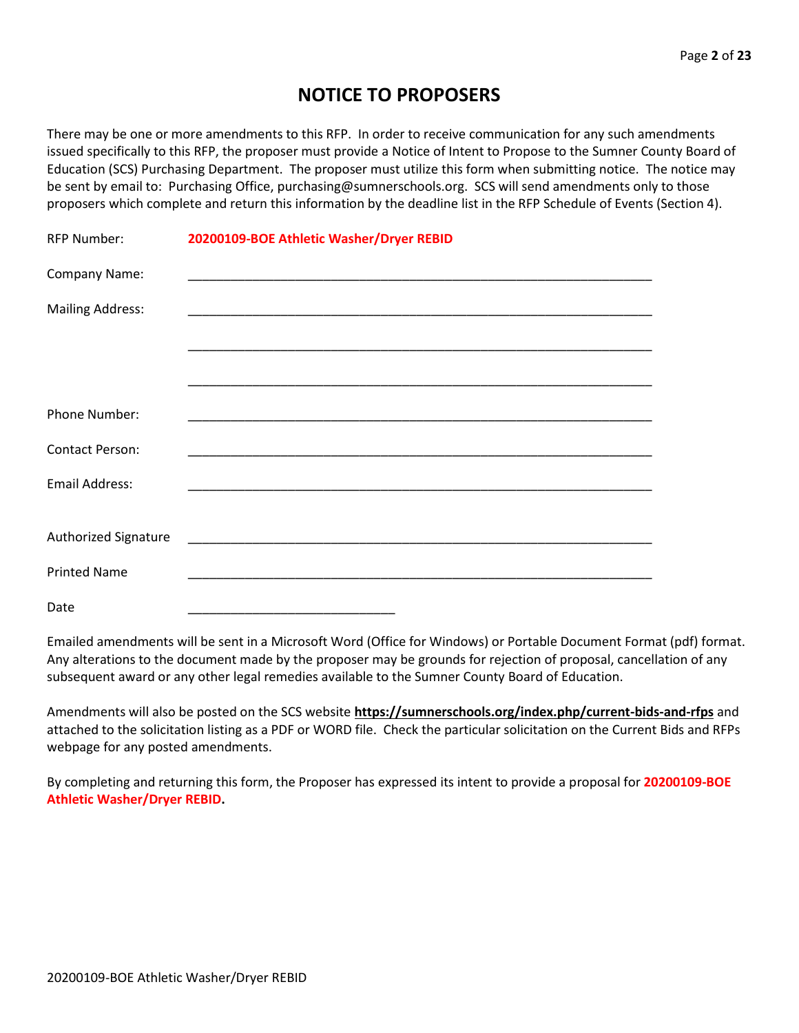# NOTICE TO PROPOSERS

There may be one or more amendments to this RFP. In order to receive communication for any such amendments issued specifically to this RFP, the proposer must provide a Notice of Intent to Propose to the Sumner County Board of Education (SCS) Purchasing Department. The proposer must utilize this form when submitting notice. The notice may be sent by email to: Purchasing Office, purchasing@sumnerschools.org. SCS will send amendments only to those proposers which complete and return this information by the deadline list in the RFP Schedule of Events (Section 4).

RFP Number: **20200109-BOE Athletic Washer/Dryer REBID**

Company Name: ______________________________________________________________

Mailing Address: ______________________________________________________________

______________________________________________________________

______________________________________________________________

Phone Number: ______________________________________________________________

Contact Person: ______________________________________________________________

Email Address: ______________________________________________________________

Authorized Signature ______________________________________________________________

Printed Name ______________________________________________________________

Date ____________________________

Emailed amendments will be sent in a Microsoft Word (Office for Windows) or Portable Document Format (pdf) format. Any alterations to the document made by the proposer may be grounds for rejection of proposal, cancellation of any subsequent award or any other legal remedies available to the Sumner County Board of Education.

Amendments will also be posted on the SCS website **https://sumnerschools.org/index.php/current-bids-and-rfps** and attached to the solicitation listing as a PDF or WORD file. Check the particular solicitation on the Current Bids and RFPs webpage for any posted amendments.

By completing and returning this form, the Proposer has expressed its intent to provide a proposal for **20200109-BOE Athletic Washer/Dryer REBID.**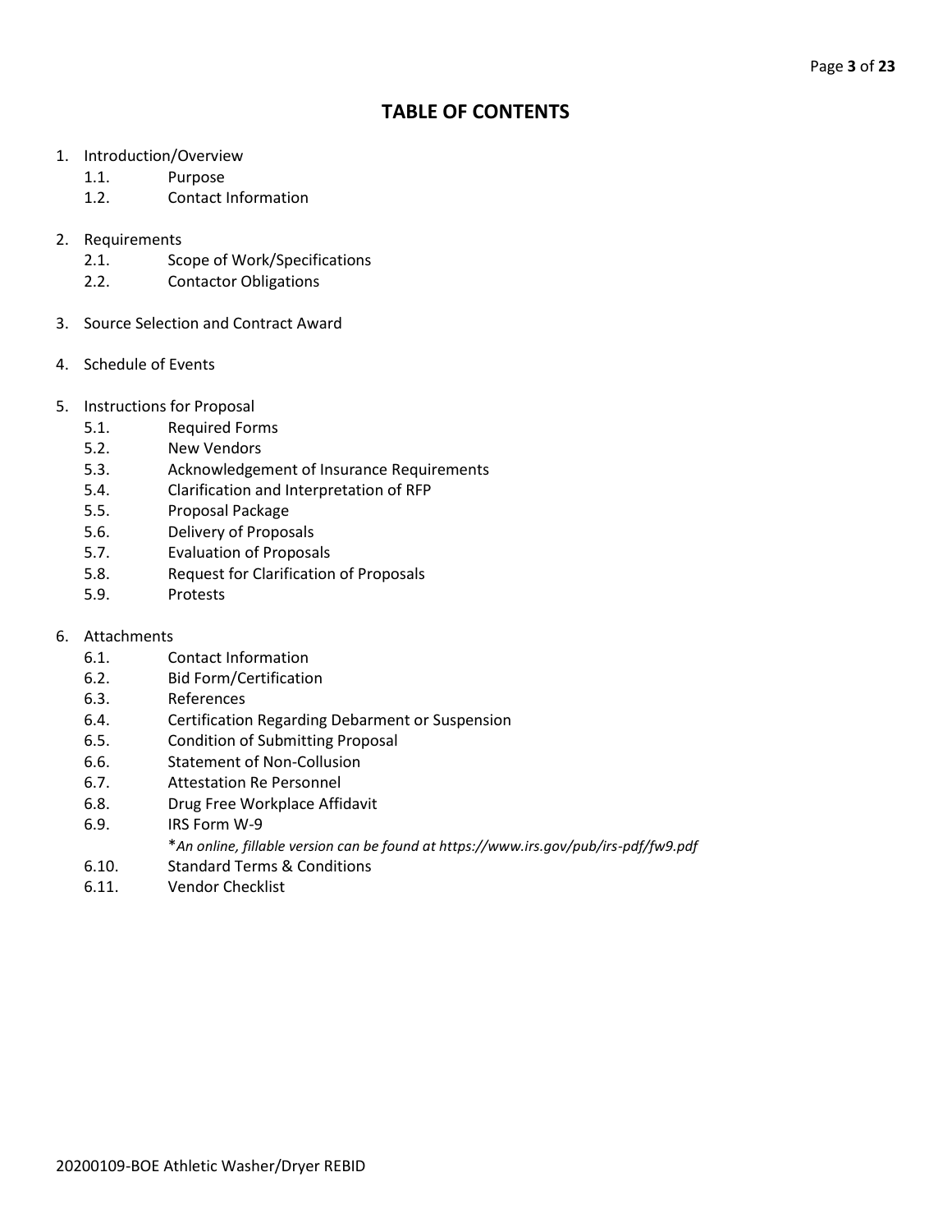# TABLE OF CONTENTS

1. Introduction/Overview
   - 1.1. Purpose
   - 1.2. Contact Information

2. Requirements
   - 2.1. Scope of Work/Specifications
   - 2.2. Contactor Obligations

3. Source Selection and Contract Award

4. Schedule of Events

5. Instructions for Proposal
   - 5.1. Required Forms
   - 5.2. New Vendors
   - 5.3. Acknowledgement of Insurance Requirements
   - 5.4. Clarification and Interpretation of RFP
   - 5.5. Proposal Package
   - 5.6. Delivery of Proposals
   - 5.7. Evaluation of Proposals
   - 5.8. Request for Clarification of Proposals
   - 5.9. Protests

6. Attachments
   - 6.1. Contact Information
   - 6.2. Bid Form/Certification
   - 6.3. References
   - 6.4. Certification Regarding Debarment or Suspension
   - 6.5. Condition of Submitting Proposal
   - 6.6. Statement of Non-Collusion
   - 6.7. Attestation Re Personnel
   - 6.8. Drug Free Workplace Affidavit
   - 6.9. IRS Form W-9
     - **An online, fillable version can be found at https://www.irs.gov/pub/irs-pdf/fw9.pdf*
   - 6.10. Standard Terms & Conditions
   - 6.11. Vendor Checklist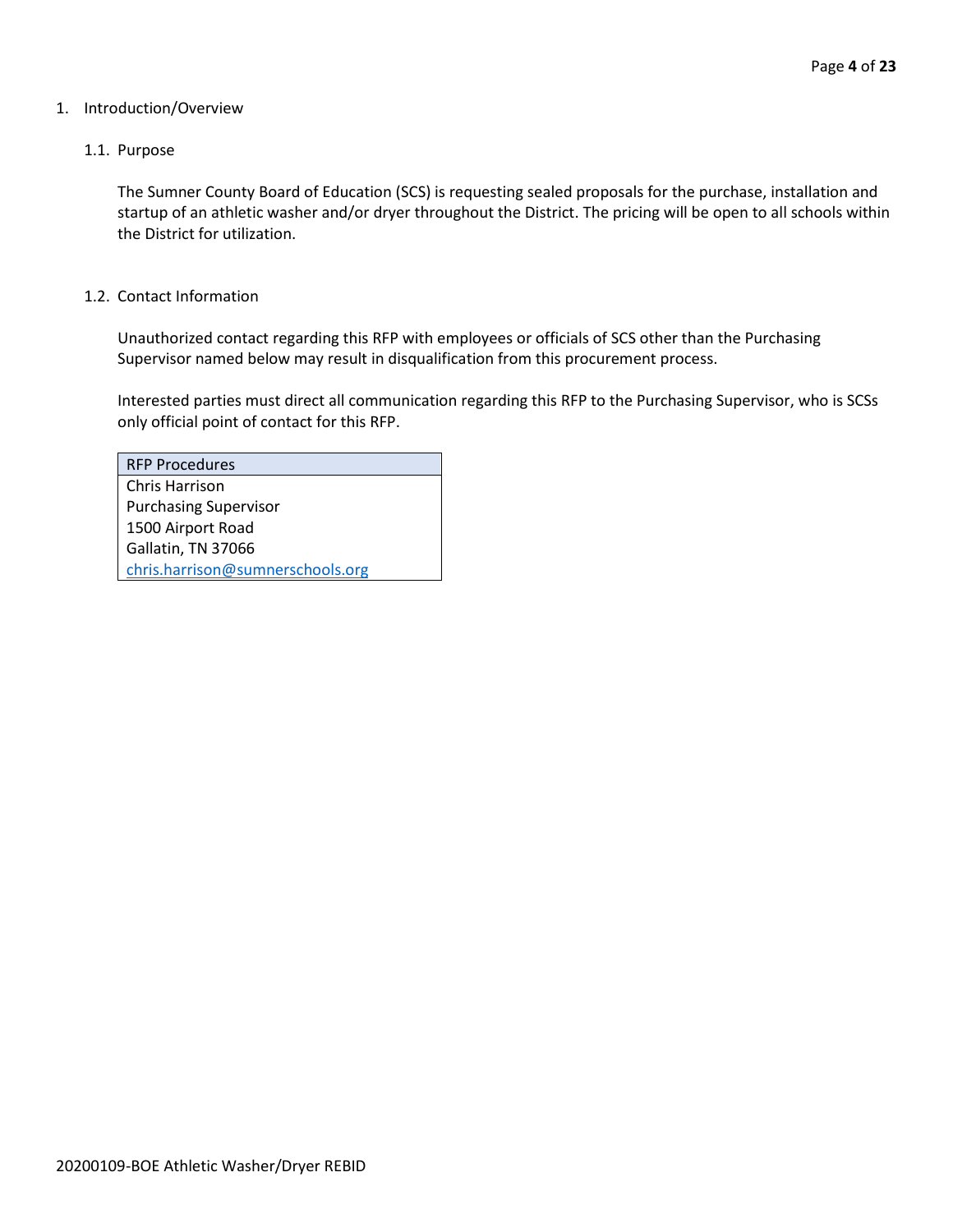1. Introduction/Overview

1.1. Purpose

The Sumner County Board of Education (SCS) is requesting sealed proposals for the purchase, installation and startup of an athletic washer and/or dryer throughout the District. The pricing will be open to all schools within the District for utilization.

1.2. Contact Information

Unauthorized contact regarding this RFP with employees or officials of SCS other than the Purchasing Supervisor named below may result in disqualification from this procurement process.

Interested parties must direct all communication regarding this RFP to the Purchasing Supervisor, who is SCSs only official point of contact for this RFP.

| RFP Procedures |
| --- |
| Chris Harrison<br>Purchasing Supervisor<br>1500 Airport Road<br>Gallatin, TN 37066<br>chris.harrison@sumnerschools.org |

20200109-BOE Athletic Washer/Dryer REBID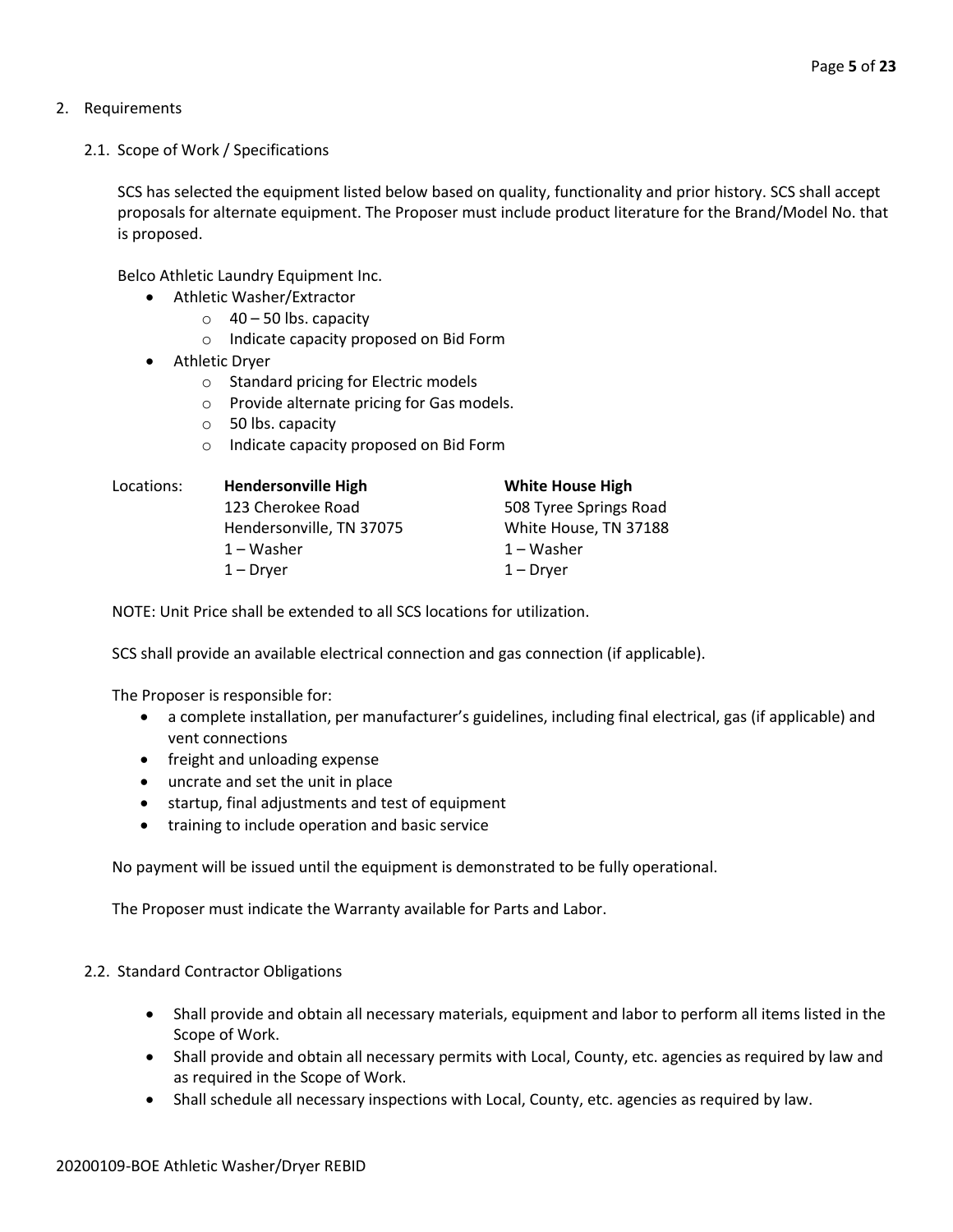## 2. Requirements

### 2.1. Scope of Work / Specifications

SCS has selected the equipment listed below based on quality, functionality and prior history. SCS shall accept proposals for alternate equipment. The Proposer must include product literature for the Brand/Model No. that is proposed.

Belco Athletic Laundry Equipment Inc.

- Athletic Washer/Extractor
  - 40 – 50 lbs. capacity
  - Indicate capacity proposed on Bid Form
- Athletic Dryer
  - Standard pricing for Electric models
  - Provide alternate pricing for Gas models.
  - 50 lbs. capacity
  - Indicate capacity proposed on Bid Form

| Locations: | **Hendersonville High** | **White House High** |
|---|---|---|
| | 123 Cherokee Road | 508 Tyree Springs Road |
| | Hendersonville, TN 37075 | White House, TN 37188 |
| | 1 – Washer | 1 – Washer |
| | 1 – Dryer | 1 – Dryer |

NOTE: Unit Price shall be extended to all SCS locations for utilization.

SCS shall provide an available electrical connection and gas connection (if applicable).

The Proposer is responsible for:

- a complete installation, per manufacturer's guidelines, including final electrical, gas (if applicable) and vent connections
- freight and unloading expense
- uncrate and set the unit in place
- startup, final adjustments and test of equipment
- training to include operation and basic service

No payment will be issued until the equipment is demonstrated to be fully operational.

The Proposer must indicate the Warranty available for Parts and Labor.

### 2.2. Standard Contractor Obligations

- Shall provide and obtain all necessary materials, equipment and labor to perform all items listed in the Scope of Work.
- Shall provide and obtain all necessary permits with Local, County, etc. agencies as required by law and as required in the Scope of Work.
- Shall schedule all necessary inspections with Local, County, etc. agencies as required by law.

20200109-BOE Athletic Washer/Dryer REBID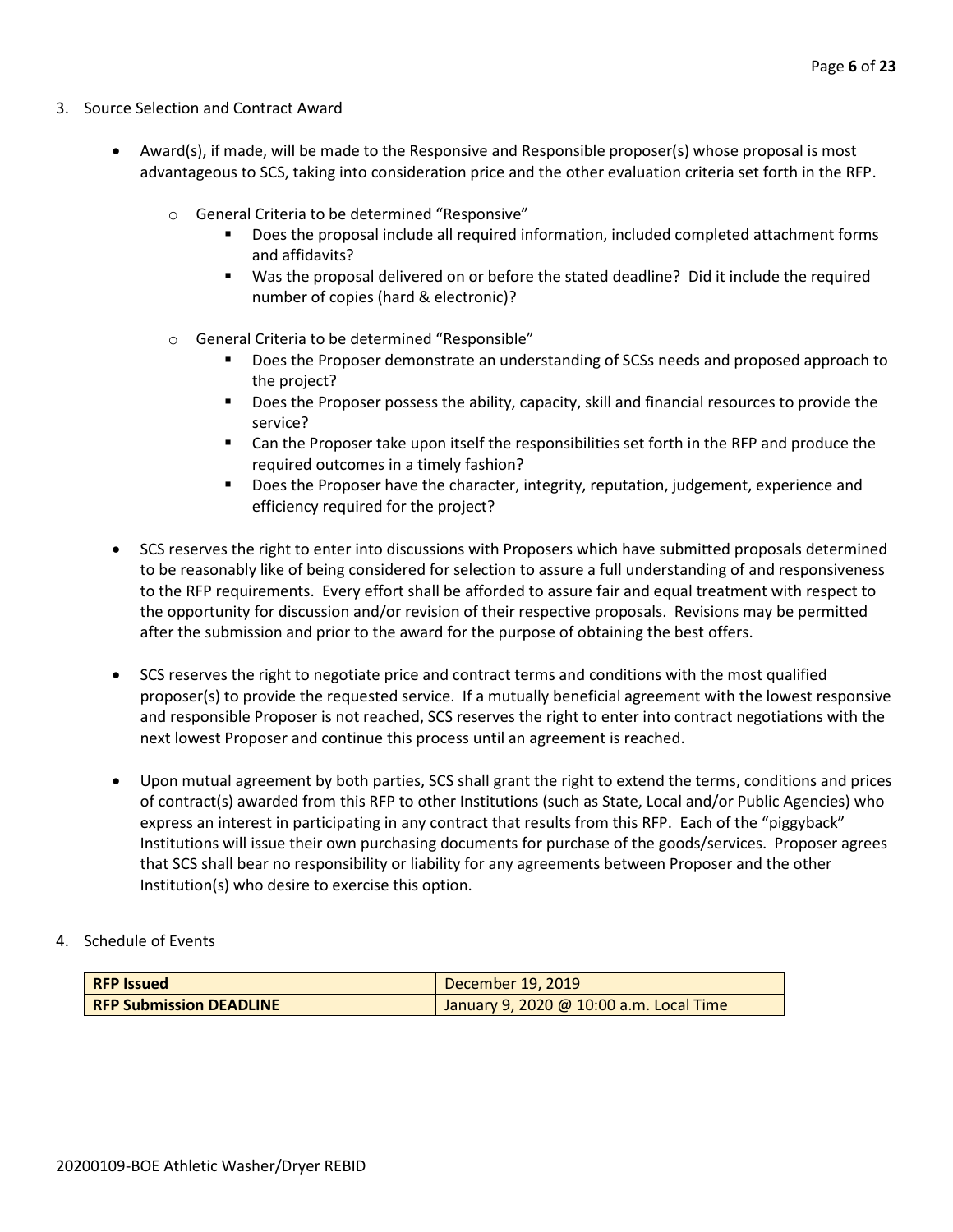3. Source Selection and Contract Award

- Award(s), if made, will be made to the Responsive and Responsible proposer(s) whose proposal is most advantageous to SCS, taking into consideration price and the other evaluation criteria set forth in the RFP.
  - General Criteria to be determined "Responsive"
    - Does the proposal include all required information, included completed attachment forms and affidavits?
    - Was the proposal delivered on or before the stated deadline? Did it include the required number of copies (hard & electronic)?
  - General Criteria to be determined "Responsible"
    - Does the Proposer demonstrate an understanding of SCSs needs and proposed approach to the project?
    - Does the Proposer possess the ability, capacity, skill and financial resources to provide the service?
    - Can the Proposer take upon itself the responsibilities set forth in the RFP and produce the required outcomes in a timely fashion?
    - Does the Proposer have the character, integrity, reputation, judgement, experience and efficiency required for the project?

- SCS reserves the right to enter into discussions with Proposers which have submitted proposals determined to be reasonably like of being considered for selection to assure a full understanding of and responsiveness to the RFP requirements. Every effort shall be afforded to assure fair and equal treatment with respect to the opportunity for discussion and/or revision of their respective proposals. Revisions may be permitted after the submission and prior to the award for the purpose of obtaining the best offers.

- SCS reserves the right to negotiate price and contract terms and conditions with the most qualified proposer(s) to provide the requested service. If a mutually beneficial agreement with the lowest responsive and responsible Proposer is not reached, SCS reserves the right to enter into contract negotiations with the next lowest Proposer and continue this process until an agreement is reached.

- Upon mutual agreement by both parties, SCS shall grant the right to extend the terms, conditions and prices of contract(s) awarded from this RFP to other Institutions (such as State, Local and/or Public Agencies) who express an interest in participating in any contract that results from this RFP. Each of the "piggyback" Institutions will issue their own purchasing documents for purchase of the goods/services. Proposer agrees that SCS shall bear no responsibility or liability for any agreements between Proposer and the other Institution(s) who desire to exercise this option.

4. Schedule of Events

| **RFP Issued** | December 19, 2019 |
|---|---|
| **RFP Submission DEADLINE** | January 9, 2020 @ 10:00 a.m. Local Time |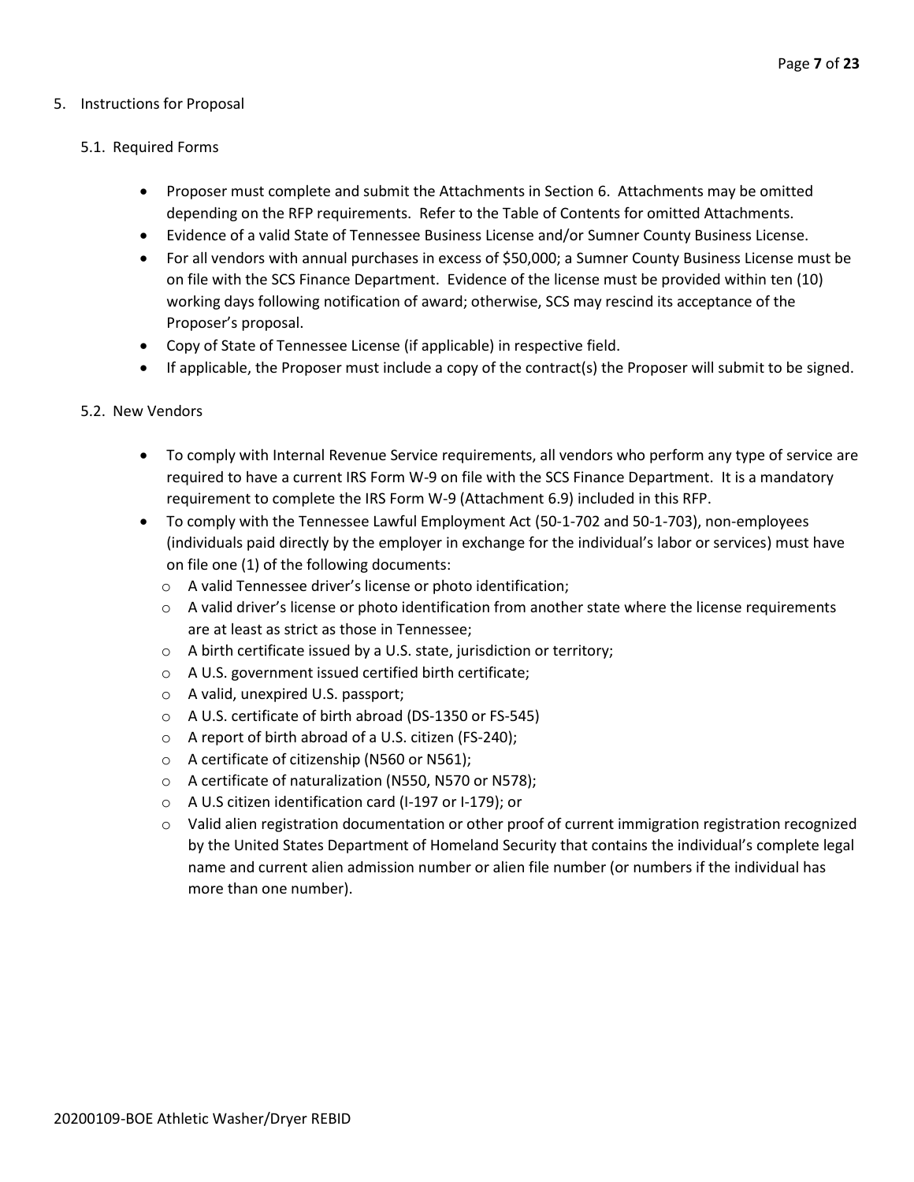5. Instructions for Proposal

   5.1. Required Forms

   - Proposer must complete and submit the Attachments in Section 6. Attachments may be omitted depending on the RFP requirements. Refer to the Table of Contents for omitted Attachments.
   - Evidence of a valid State of Tennessee Business License and/or Sumner County Business License.
   - For all vendors with annual purchases in excess of $50,000; a Sumner County Business License must be on file with the SCS Finance Department. Evidence of the license must be provided within ten (10) working days following notification of award; otherwise, SCS may rescind its acceptance of the Proposer's proposal.
   - Copy of State of Tennessee License (if applicable) in respective field.
   - If applicable, the Proposer must include a copy of the contract(s) the Proposer will submit to be signed.

   5.2. New Vendors

   - To comply with Internal Revenue Service requirements, all vendors who perform any type of service are required to have a current IRS Form W-9 on file with the SCS Finance Department. It is a mandatory requirement to complete the IRS Form W-9 (Attachment 6.9) included in this RFP.
   - To comply with the Tennessee Lawful Employment Act (50-1-702 and 50-1-703), non-employees (individuals paid directly by the employer in exchange for the individual's labor or services) must have on file one (1) of the following documents:
     - A valid Tennessee driver's license or photo identification;
     - A valid driver's license or photo identification from another state where the license requirements are at least as strict as those in Tennessee;
     - A birth certificate issued by a U.S. state, jurisdiction or territory;
     - A U.S. government issued certified birth certificate;
     - A valid, unexpired U.S. passport;
     - A U.S. certificate of birth abroad (DS-1350 or FS-545)
     - A report of birth abroad of a U.S. citizen (FS-240);
     - A certificate of citizenship (N560 or N561);
     - A certificate of naturalization (N550, N570 or N578);
     - A U.S citizen identification card (I-197 or I-179); or
     - Valid alien registration documentation or other proof of current immigration registration recognized by the United States Department of Homeland Security that contains the individual's complete legal name and current alien admission number or alien file number (or numbers if the individual has more than one number).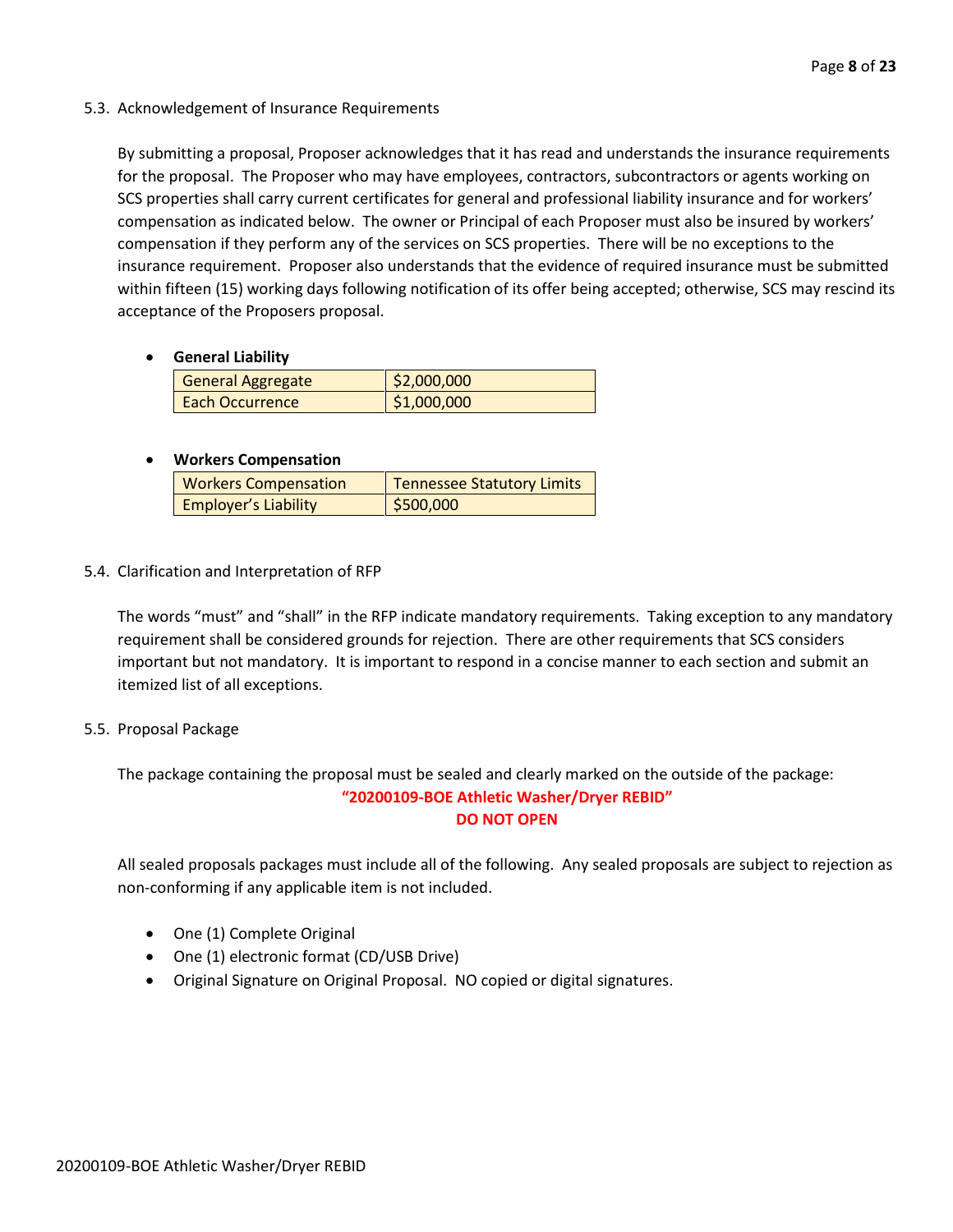### 5.3. Acknowledgement of Insurance Requirements

By submitting a proposal, Proposer acknowledges that it has read and understands the insurance requirements for the proposal. The Proposer who may have employees, contractors, subcontractors or agents working on SCS properties shall carry current certificates for general and professional liability insurance and for workers' compensation as indicated below. The owner or Principal of each Proposer must also be insured by workers' compensation if they perform any of the services on SCS properties. There will be no exceptions to the insurance requirement. Proposer also understands that the evidence of required insurance must be submitted within fifteen (15) working days following notification of its offer being accepted; otherwise, SCS may rescind its acceptance of the Proposers proposal.

- **General Liability**

| | |
|---|---|
| General Aggregate | $2,000,000 |
| Each Occurrence | $1,000,000 |

- **Workers Compensation**

| | |
|---|---|
| Workers Compensation | Tennessee Statutory Limits |
| Employer's Liability | $500,000 |

### 5.4. Clarification and Interpretation of RFP

The words "must" and "shall" in the RFP indicate mandatory requirements. Taking exception to any mandatory requirement shall be considered grounds for rejection. There are other requirements that SCS considers important but not mandatory. It is important to respond in a concise manner to each section and submit an itemized list of all exceptions.

### 5.5. Proposal Package

The package containing the proposal must be sealed and clearly marked on the outside of the package:

**"20200109-BOE Athletic Washer/Dryer REBID"**
**DO NOT OPEN**

All sealed proposals packages must include all of the following. Any sealed proposals are subject to rejection as non-conforming if any applicable item is not included.

- One (1) Complete Original
- One (1) electronic format (CD/USB Drive)
- Original Signature on Original Proposal. NO copied or digital signatures.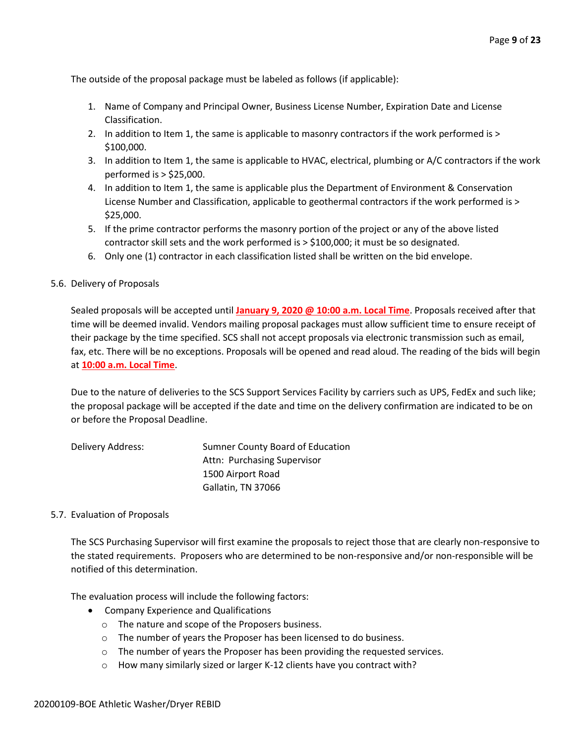The outside of the proposal package must be labeled as follows (if applicable):

1. Name of Company and Principal Owner, Business License Number, Expiration Date and License Classification.
2. In addition to Item 1, the same is applicable to masonry contractors if the work performed is > $100,000.
3. In addition to Item 1, the same is applicable to HVAC, electrical, plumbing or A/C contractors if the work performed is > $25,000.
4. In addition to Item 1, the same is applicable plus the Department of Environment & Conservation License Number and Classification, applicable to geothermal contractors if the work performed is > $25,000.
5. If the prime contractor performs the masonry portion of the project or any of the above listed contractor skill sets and the work performed is > $100,000; it must be so designated.
6. Only one (1) contractor in each classification listed shall be written on the bid envelope.

5.6. Delivery of Proposals

Sealed proposals will be accepted until **January 9, 2020 @ 10:00 a.m. Local Time**. Proposals received after that time will be deemed invalid. Vendors mailing proposal packages must allow sufficient time to ensure receipt of their package by the time specified. SCS shall not accept proposals via electronic transmission such as email, fax, etc. There will be no exceptions. Proposals will be opened and read aloud. The reading of the bids will begin at **10:00 a.m. Local Time**.

Due to the nature of deliveries to the SCS Support Services Facility by carriers such as UPS, FedEx and such like; the proposal package will be accepted if the date and time on the delivery confirmation are indicated to be on or before the Proposal Deadline.

Delivery Address: Sumner County Board of Education
Attn: Purchasing Supervisor
1500 Airport Road
Gallatin, TN 37066

5.7. Evaluation of Proposals

The SCS Purchasing Supervisor will first examine the proposals to reject those that are clearly non-responsive to the stated requirements. Proposers who are determined to be non-responsive and/or non-responsible will be notified of this determination.

The evaluation process will include the following factors:

- Company Experience and Qualifications
  - The nature and scope of the Proposers business.
  - The number of years the Proposer has been licensed to do business.
  - The number of years the Proposer has been providing the requested services.
  - How many similarly sized or larger K-12 clients have you contract with?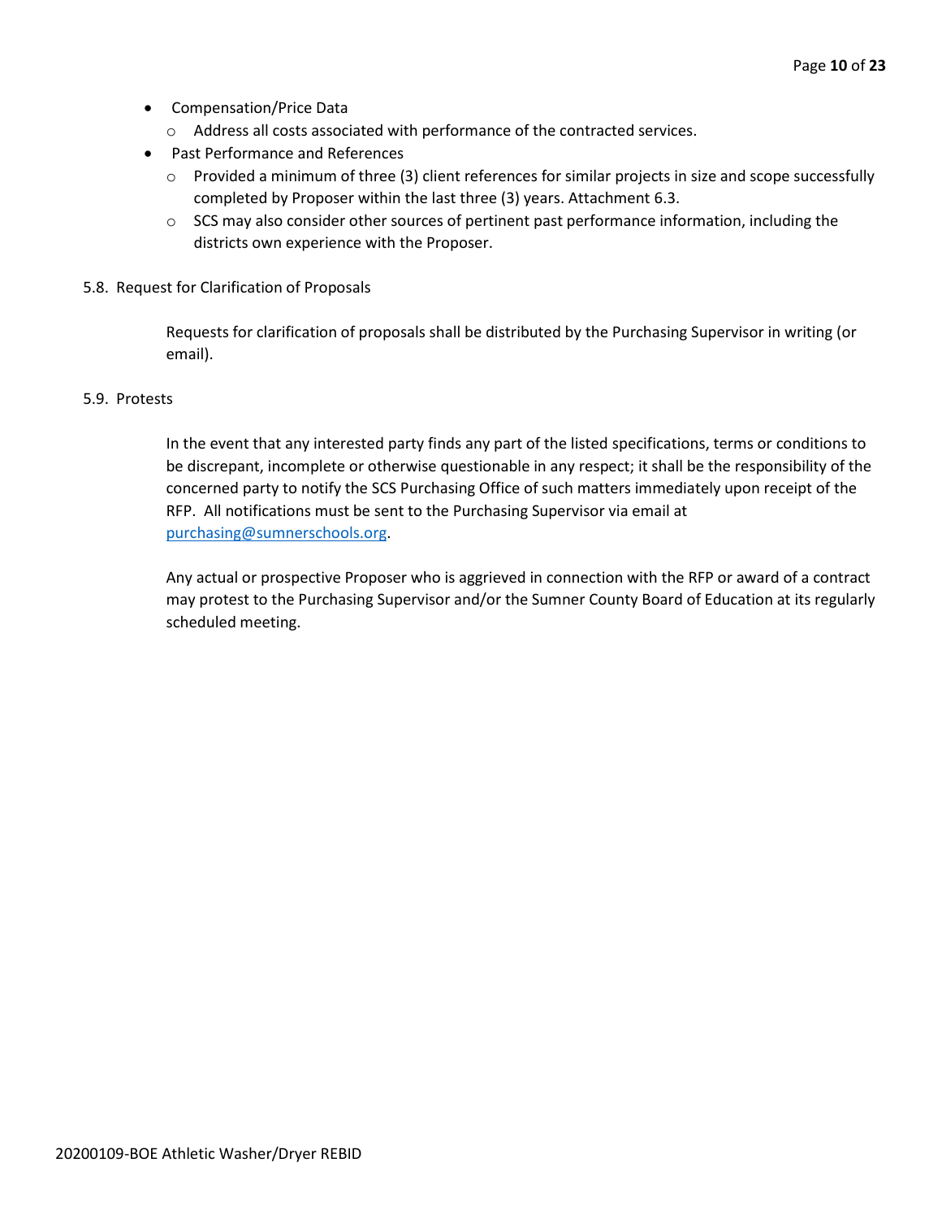- Compensation/Price Data
  - Address all costs associated with performance of the contracted services.
- Past Performance and References
  - Provided a minimum of three (3) client references for similar projects in size and scope successfully completed by Proposer within the last three (3) years. Attachment 6.3.
  - SCS may also consider other sources of pertinent past performance information, including the districts own experience with the Proposer.

5.8. Request for Clarification of Proposals

Requests for clarification of proposals shall be distributed by the Purchasing Supervisor in writing (or email).

5.9. Protests

In the event that any interested party finds any part of the listed specifications, terms or conditions to be discrepant, incomplete or otherwise questionable in any respect; it shall be the responsibility of the concerned party to notify the SCS Purchasing Office of such matters immediately upon receipt of the RFP. All notifications must be sent to the Purchasing Supervisor via email at [purchasing@sumnerschools.org](mailto:purchasing@sumnerschools.org).

Any actual or prospective Proposer who is aggrieved in connection with the RFP or award of a contract may protest to the Purchasing Supervisor and/or the Sumner County Board of Education at its regularly scheduled meeting.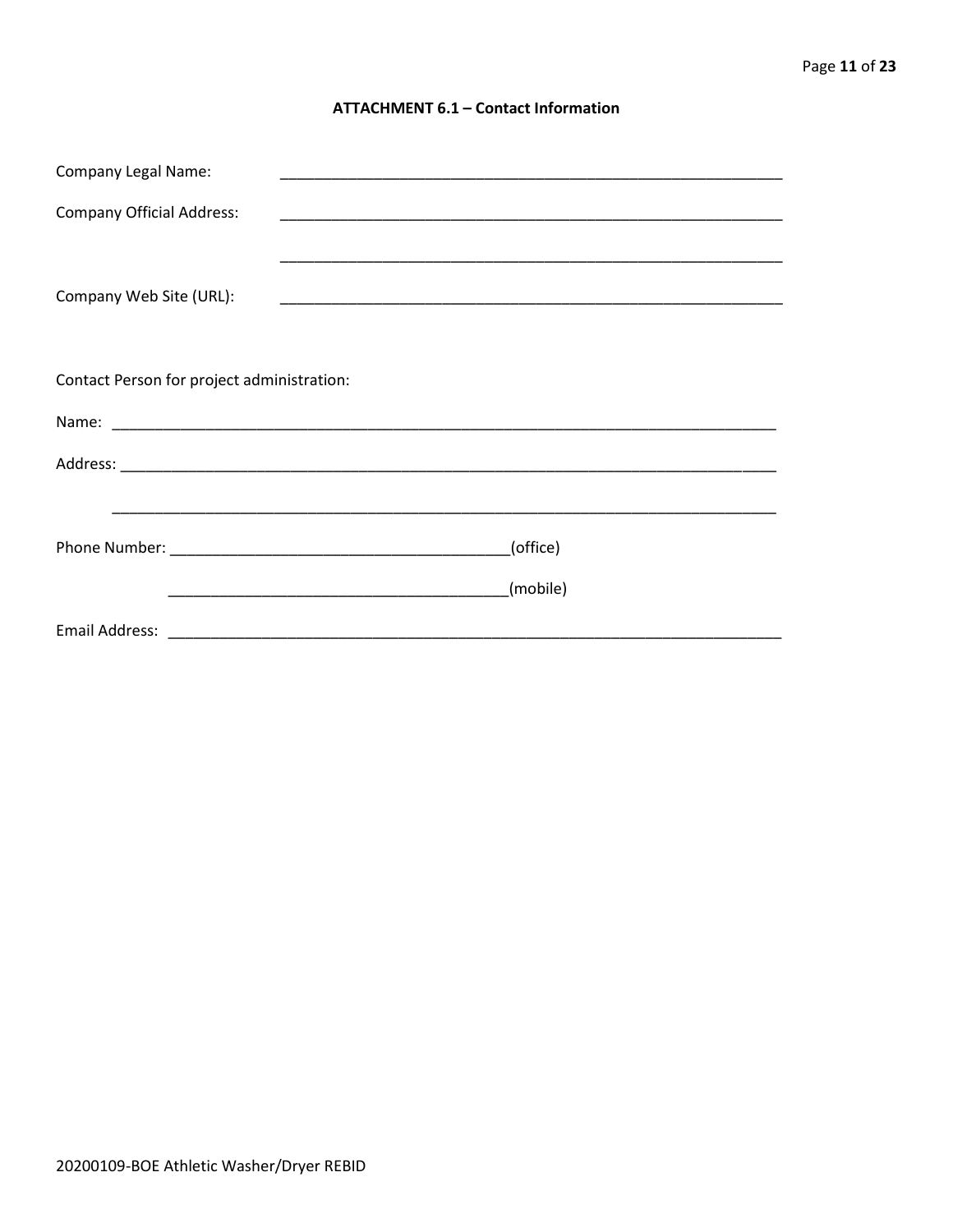## ATTACHMENT 6.1 – Contact Information

Company Legal Name: ____________________________________________________________

Company Official Address: ____________________________________________________________

____________________________________________________________

Company Web Site (URL): ____________________________________________________________

Contact Person for project administration:

Name: ________________________________________________________________________________

Address: ______________________________________________________________________________

______________________________________________________________________________

Phone Number: ________________________________________(office)

________________________________________(mobile)

Email Address: ___________________________________________________________________________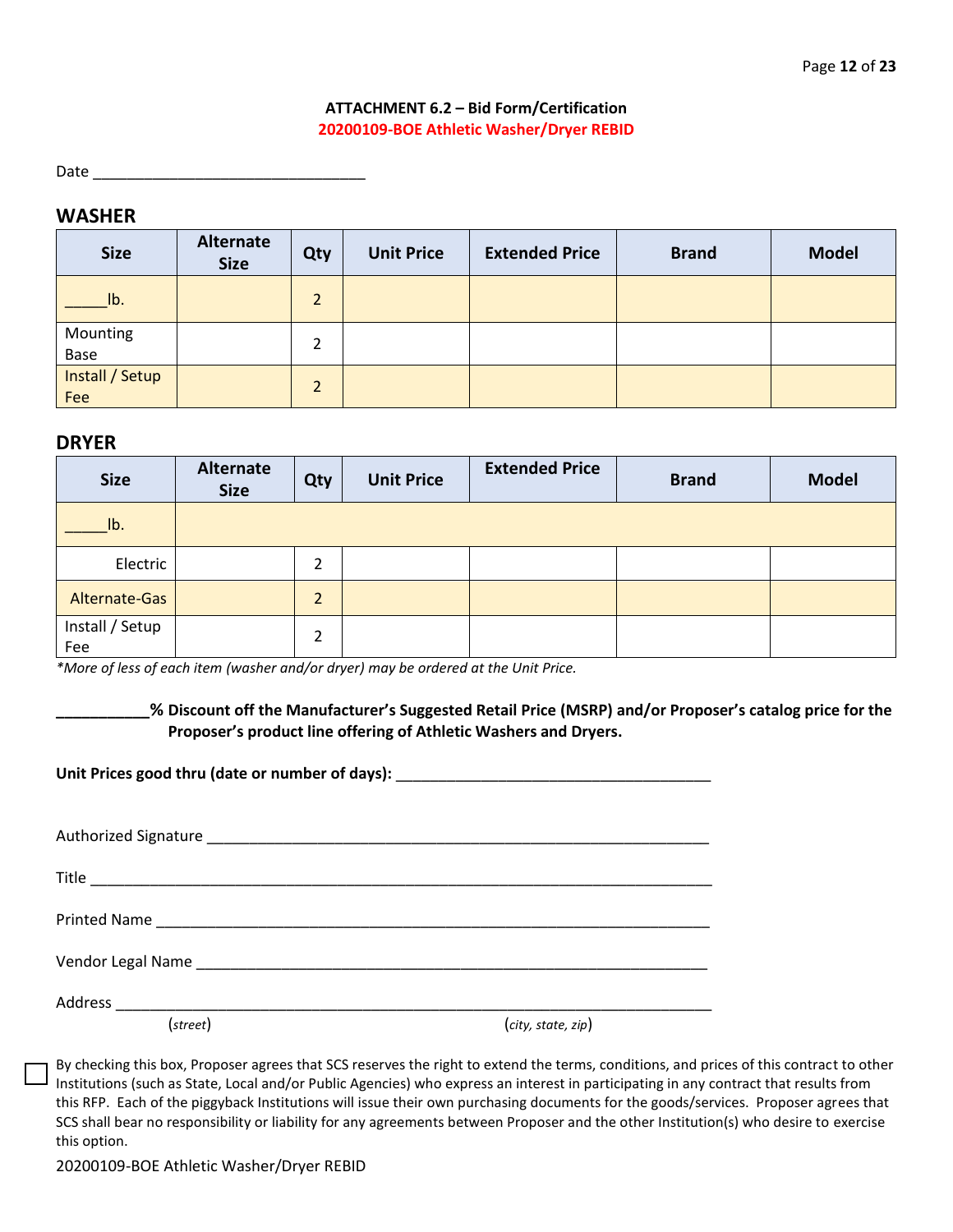**ATTACHMENT 6.2 – Bid Form/Certification**
**20200109-BOE Athletic Washer/Dryer REBID**

Date ________________________________

## WASHER

| Size | Alternate Size | Qty | Unit Price | Extended Price | Brand | Model |
|---|---|---|---|---|---|---|
| _____lb. | | 2 | | | | |
| Mounting Base | | 2 | | | | |
| Install / Setup Fee | | 2 | | | | |

## DRYER

| Size | Alternate Size | Qty | Unit Price | Extended Price | Brand | Model |
|---|---|---|---|---|---|---|
| _____lb. | | | | | | |
| Electric | | 2 | | | | |
| Alternate-Gas | | 2 | | | | |
| Install / Setup Fee | | 2 | | | | |

*\*More of less of each item (washer and/or dryer) may be ordered at the Unit Price.*

**___________% Discount off the Manufacturer's Suggested Retail Price (MSRP) and/or Proposer's catalog price for the Proposer's product line offering of Athletic Washers and Dryers.**

**Unit Prices good thru (date or number of days):** ____________________________________

Authorized Signature ___________________________________________________________

Title ______________________________________________________________________

Printed Name _______________________________________________________________

Vendor Legal Name ___________________________________________________________

Address ____________________________________________________________________
(*street*) (*city, state, zip*)

☐ By checking this box, Proposer agrees that SCS reserves the right to extend the terms, conditions, and prices of this contract to other Institutions (such as State, Local and/or Public Agencies) who express an interest in participating in any contract that results from this RFP. Each of the piggyback Institutions will issue their own purchasing documents for the goods/services. Proposer agrees that SCS shall bear no responsibility or liability for any agreements between Proposer and the other Institution(s) who desire to exercise this option.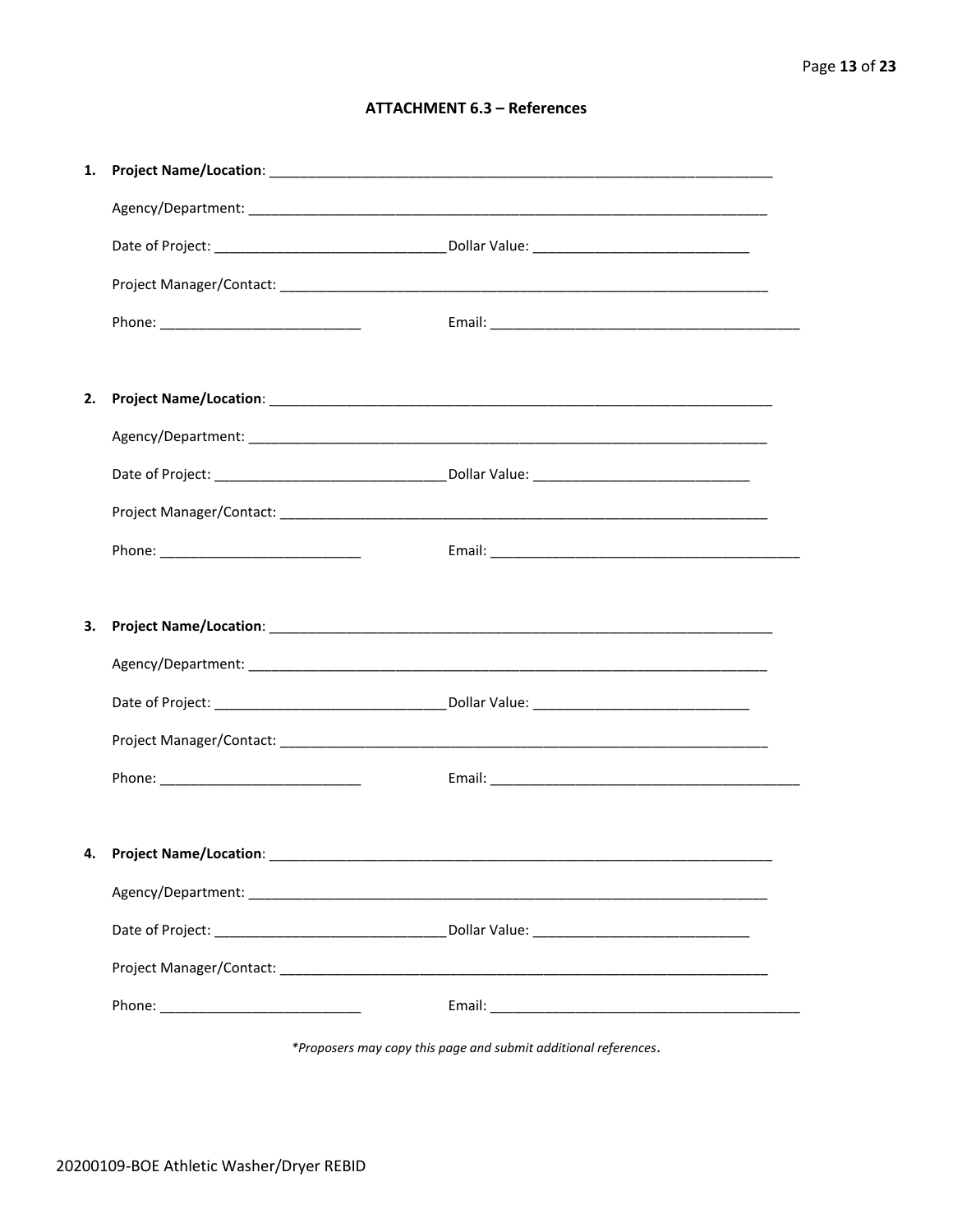### ATTACHMENT 6.3 – References

1. **Project Name/Location**: ______________________________________________________________________

   Agency/Department: ______________________________________________________________________

   Date of Project: ______________________________ Dollar Value: ____________________________

   Project Manager/Contact: ____________________________________________________________________

   Phone: __________________________ Email: _________________________________________

2. **Project Name/Location**: ______________________________________________________________________

   Agency/Department: ______________________________________________________________________

   Date of Project: ______________________________ Dollar Value: ____________________________

   Project Manager/Contact: ____________________________________________________________________

   Phone: __________________________ Email: _________________________________________

3. **Project Name/Location**: ______________________________________________________________________

   Agency/Department: ______________________________________________________________________

   Date of Project: ______________________________ Dollar Value: ____________________________

   Project Manager/Contact: ____________________________________________________________________

   Phone: __________________________ Email: _________________________________________

4. **Project Name/Location**: ______________________________________________________________________

   Agency/Department: ______________________________________________________________________

   Date of Project: ______________________________ Dollar Value: ____________________________

   Project Manager/Contact: ____________________________________________________________________

   Phone: __________________________ Email: _________________________________________

*\*Proposers may copy this page and submit additional references.*

20200109-BOE Athletic Washer/Dryer REBID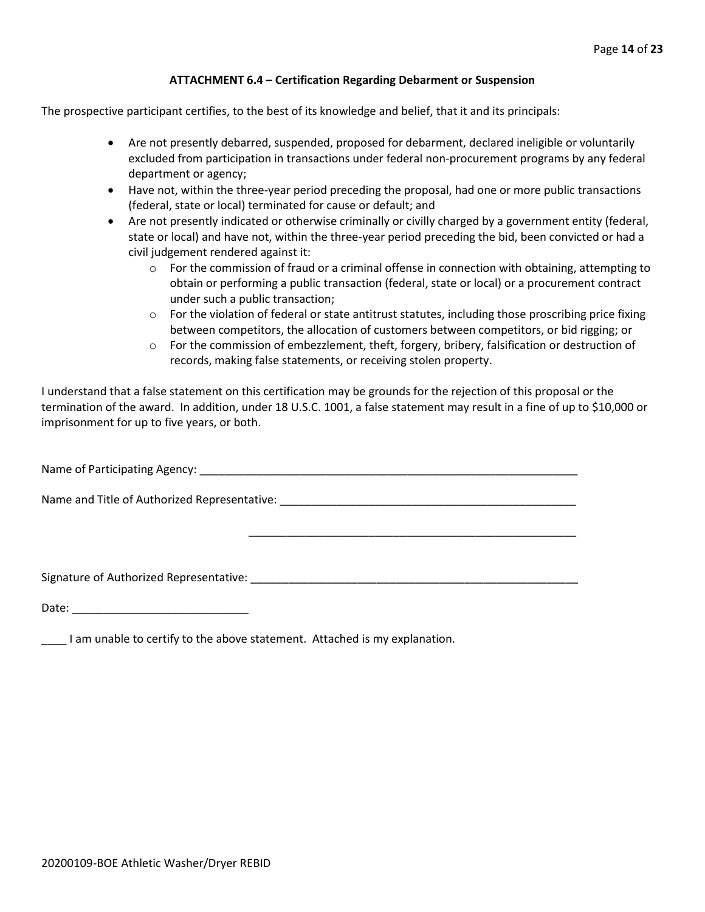### ATTACHMENT 6.4 – Certification Regarding Debarment or Suspension

The prospective participant certifies, to the best of its knowledge and belief, that it and its principals:

- Are not presently debarred, suspended, proposed for debarment, declared ineligible or voluntarily excluded from participation in transactions under federal non-procurement programs by any federal department or agency;
- Have not, within the three-year period preceding the proposal, had one or more public transactions (federal, state or local) terminated for cause or default; and
- Are not presently indicated or otherwise criminally or civilly charged by a government entity (federal, state or local) and have not, within the three-year period preceding the bid, been convicted or had a civil judgement rendered against it:
  - For the commission of fraud or a criminal offense in connection with obtaining, attempting to obtain or performing a public transaction (federal, state or local) or a procurement contract under such a public transaction;
  - For the violation of federal or state antitrust statutes, including those proscribing price fixing between competitors, the allocation of customers between competitors, or bid rigging; or
  - For the commission of embezzlement, theft, forgery, bribery, falsification or destruction of records, making false statements, or receiving stolen property.

I understand that a false statement on this certification may be grounds for the rejection of this proposal or the termination of the award. In addition, under 18 U.S.C. 1001, a false statement may result in a fine of up to $10,000 or imprisonment for up to five years, or both.

Name of Participating Agency: ______________________________________________________________

Name and Title of Authorized Representative: ________________________________________________

______________________________________________________

Signature of Authorized Representative: _____________________________________________________

Date: ____________________________

____ I am unable to certify to the above statement. Attached is my explanation.

20200109-BOE Athletic Washer/Dryer REBID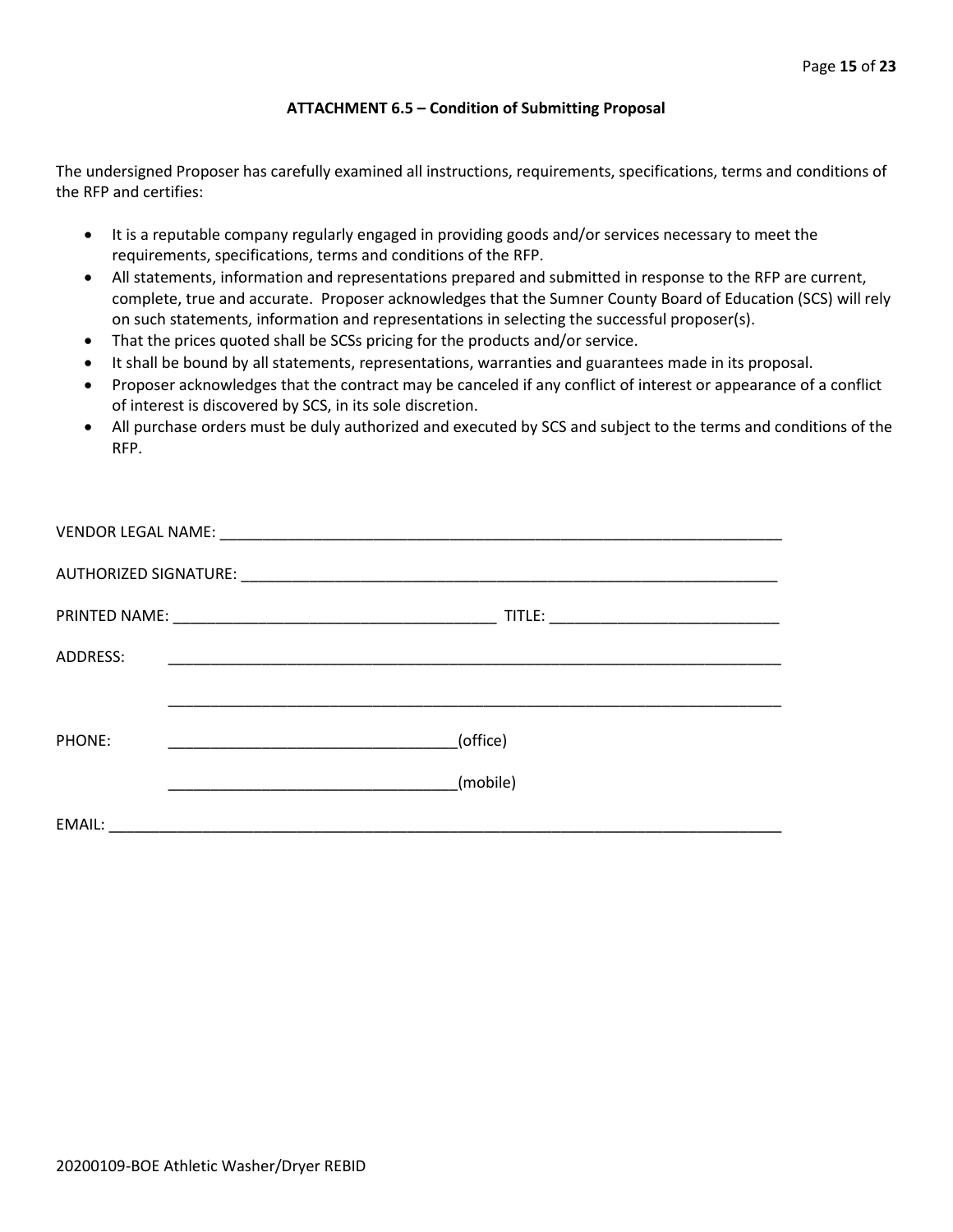### ATTACHMENT 6.5 – Condition of Submitting Proposal

The undersigned Proposer has carefully examined all instructions, requirements, specifications, terms and conditions of the RFP and certifies:

- It is a reputable company regularly engaged in providing goods and/or services necessary to meet the requirements, specifications, terms and conditions of the RFP.
- All statements, information and representations prepared and submitted in response to the RFP are current, complete, true and accurate. Proposer acknowledges that the Sumner County Board of Education (SCS) will rely on such statements, information and representations in selecting the successful proposer(s).
- That the prices quoted shall be SCSs pricing for the products and/or service.
- It shall be bound by all statements, representations, warranties and guarantees made in its proposal.
- Proposer acknowledges that the contract may be canceled if any conflict of interest or appearance of a conflict of interest is discovered by SCS, in its sole discretion.
- All purchase orders must be duly authorized and executed by SCS and subject to the terms and conditions of the RFP.

VENDOR LEGAL NAME: ___________________________________________________________________

AUTHORIZED SIGNATURE: _______________________________________________________________

PRINTED NAME: ______________________________________ TITLE: ___________________________

ADDRESS: __________________________________________________________________________

__________________________________________________________________________

PHONE: __________________________________(office)

__________________________________(mobile)

EMAIL: ______________________________________________________________________________

20200109-BOE Athletic Washer/Dryer REBID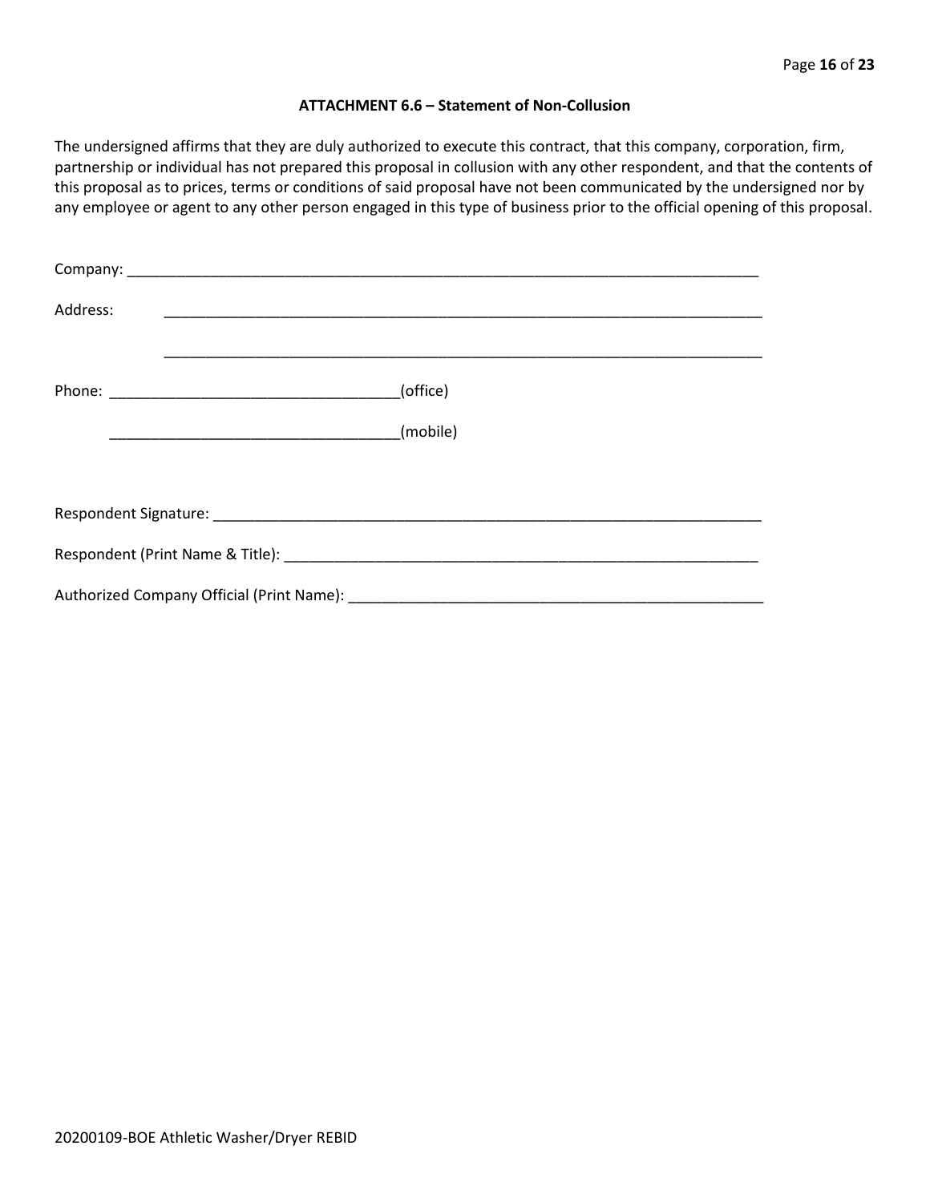### ATTACHMENT 6.6 – Statement of Non-Collusion

The undersigned affirms that they are duly authorized to execute this contract, that this company, corporation, firm, partnership or individual has not prepared this proposal in collusion with any other respondent, and that the contents of this proposal as to prices, terms or conditions of said proposal have not been communicated by the undersigned nor by any employee or agent to any other person engaged in this type of business prior to the official opening of this proposal.

Company: ______________________________________________________________________________

Address: ___________________________________________________________________________

___________________________________________________________________________

Phone: ___________________________________(office)

___________________________________(mobile)

Respondent Signature: __________________________________________________________________

Respondent (Print Name & Title): _________________________________________________________

Authorized Company Official (Print Name): __________________________________________________

20200109-BOE Athletic Washer/Dryer REBID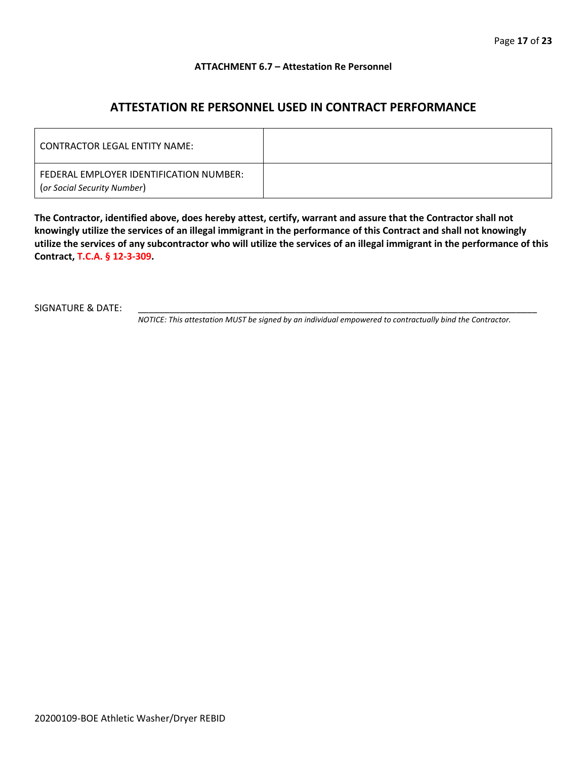**ATTACHMENT 6.7 – Attestation Re Personnel**

## ATTESTATION RE PERSONNEL USED IN CONTRACT PERFORMANCE

| | |
|---|---|
| CONTRACTOR LEGAL ENTITY NAME: | |
| FEDERAL EMPLOYER IDENTIFICATION NUMBER: (*or Social Security Number*) | |

**The Contractor, identified above, does hereby attest, certify, warrant and assure that the Contractor shall not knowingly utilize the services of an illegal immigrant in the performance of this Contract and shall not knowingly utilize the services of any subcontractor who will utilize the services of an illegal immigrant in the performance of this Contract, T.C.A. § 12-3-309.**

SIGNATURE & DATE: ____________________________________________________________

*NOTICE: This attestation MUST be signed by an individual empowered to contractually bind the Contractor.*

20200109-BOE Athletic Washer/Dryer REBID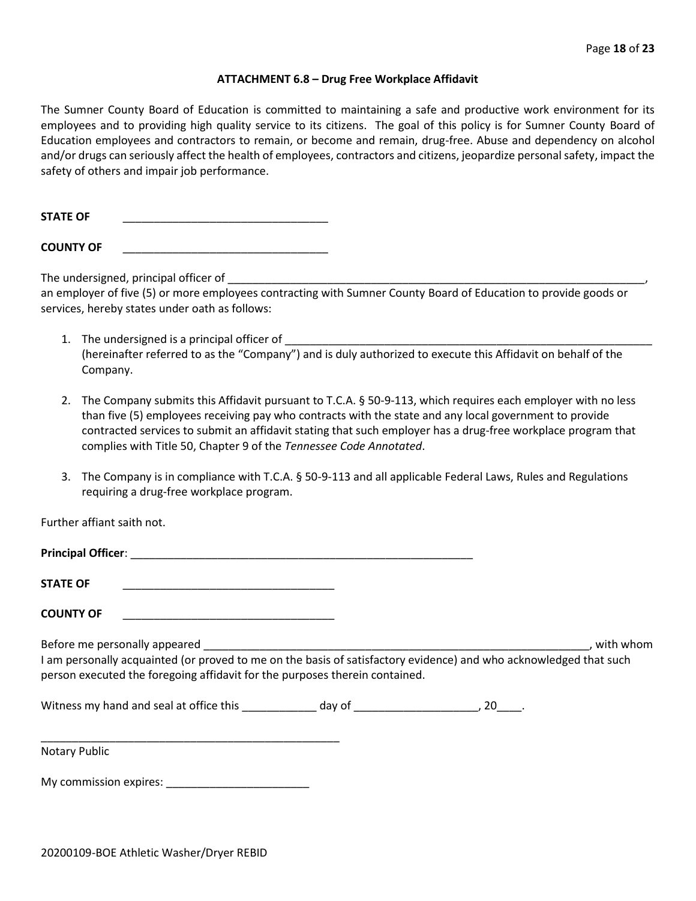### ATTACHMENT 6.8 – Drug Free Workplace Affidavit

The Sumner County Board of Education is committed to maintaining a safe and productive work environment for its employees and to providing high quality service to its citizens. The goal of this policy is for Sumner County Board of Education employees and contractors to remain, or become and remain, drug-free. Abuse and dependency on alcohol and/or drugs can seriously affect the health of employees, contractors and citizens, jeopardize personal safety, impact the safety of others and impair job performance.

**STATE OF** \_\_\_\_\_\_\_\_\_\_\_\_\_\_\_\_\_\_\_\_\_\_\_\_\_\_\_\_\_\_\_\_

**COUNTY OF** \_\_\_\_\_\_\_\_\_\_\_\_\_\_\_\_\_\_\_\_\_\_\_\_\_\_\_\_\_\_\_\_

The undersigned, principal officer of \_\_\_\_\_\_\_\_\_\_\_\_\_\_\_\_\_\_\_\_\_\_\_\_\_\_\_\_\_\_\_\_\_\_\_\_\_\_\_\_\_\_\_\_\_\_\_\_\_\_\_\_\_\_\_\_\_\_\_\_\_\_\_\_\_\_\_\_, an employer of five (5) or more employees contracting with Sumner County Board of Education to provide goods or services, hereby states under oath as follows:

1. The undersigned is a principal officer of \_\_\_\_\_\_\_\_\_\_\_\_\_\_\_\_\_\_\_\_\_\_\_\_\_\_\_\_\_\_\_\_\_\_\_\_\_\_\_\_\_\_\_\_\_\_\_\_\_\_\_\_\_\_\_\_\_\_\_\_ (hereinafter referred to as the "Company") and is duly authorized to execute this Affidavit on behalf of the Company.

2. The Company submits this Affidavit pursuant to T.C.A. § 50-9-113, which requires each employer with no less than five (5) employees receiving pay who contracts with the state and any local government to provide contracted services to submit an affidavit stating that such employer has a drug-free workplace program that complies with Title 50, Chapter 9 of the *Tennessee Code Annotated*.

3. The Company is in compliance with T.C.A. § 50-9-113 and all applicable Federal Laws, Rules and Regulations requiring a drug-free workplace program.

Further affiant saith not.

**Principal Officer**: \_\_\_\_\_\_\_\_\_\_\_\_\_\_\_\_\_\_\_\_\_\_\_\_\_\_\_\_\_\_\_\_\_\_\_\_\_\_\_\_\_\_\_\_\_\_\_\_\_\_\_\_\_\_\_\_

**STATE OF** \_\_\_\_\_\_\_\_\_\_\_\_\_\_\_\_\_\_\_\_\_\_\_\_\_\_\_\_\_\_\_\_\_\_

**COUNTY OF** \_\_\_\_\_\_\_\_\_\_\_\_\_\_\_\_\_\_\_\_\_\_\_\_\_\_\_\_\_\_\_\_\_\_

Before me personally appeared \_\_\_\_\_\_\_\_\_\_\_\_\_\_\_\_\_\_\_\_\_\_\_\_\_\_\_\_\_\_\_\_\_\_\_\_\_\_\_\_\_\_\_\_\_\_\_\_\_\_\_\_\_\_\_\_\_\_\_\_\_\_\_\_, with whom I am personally acquainted (or proved to me on the basis of satisfactory evidence) and who acknowledged that such person executed the foregoing affidavit for the purposes therein contained.

Witness my hand and seal at office this \_\_\_\_\_\_\_\_\_\_\_\_ day of \_\_\_\_\_\_\_\_\_\_\_\_\_\_\_\_\_\_\_\_, 20\_\_\_\_.

\_\_\_\_\_\_\_\_\_\_\_\_\_\_\_\_\_\_\_\_\_\_\_\_\_\_\_\_\_\_\_\_\_\_\_\_\_\_\_\_\_\_\_\_\_\_\_\_\_\_

Notary Public

My commission expires: \_\_\_\_\_\_\_\_\_\_\_\_\_\_\_\_\_\_\_\_\_\_\_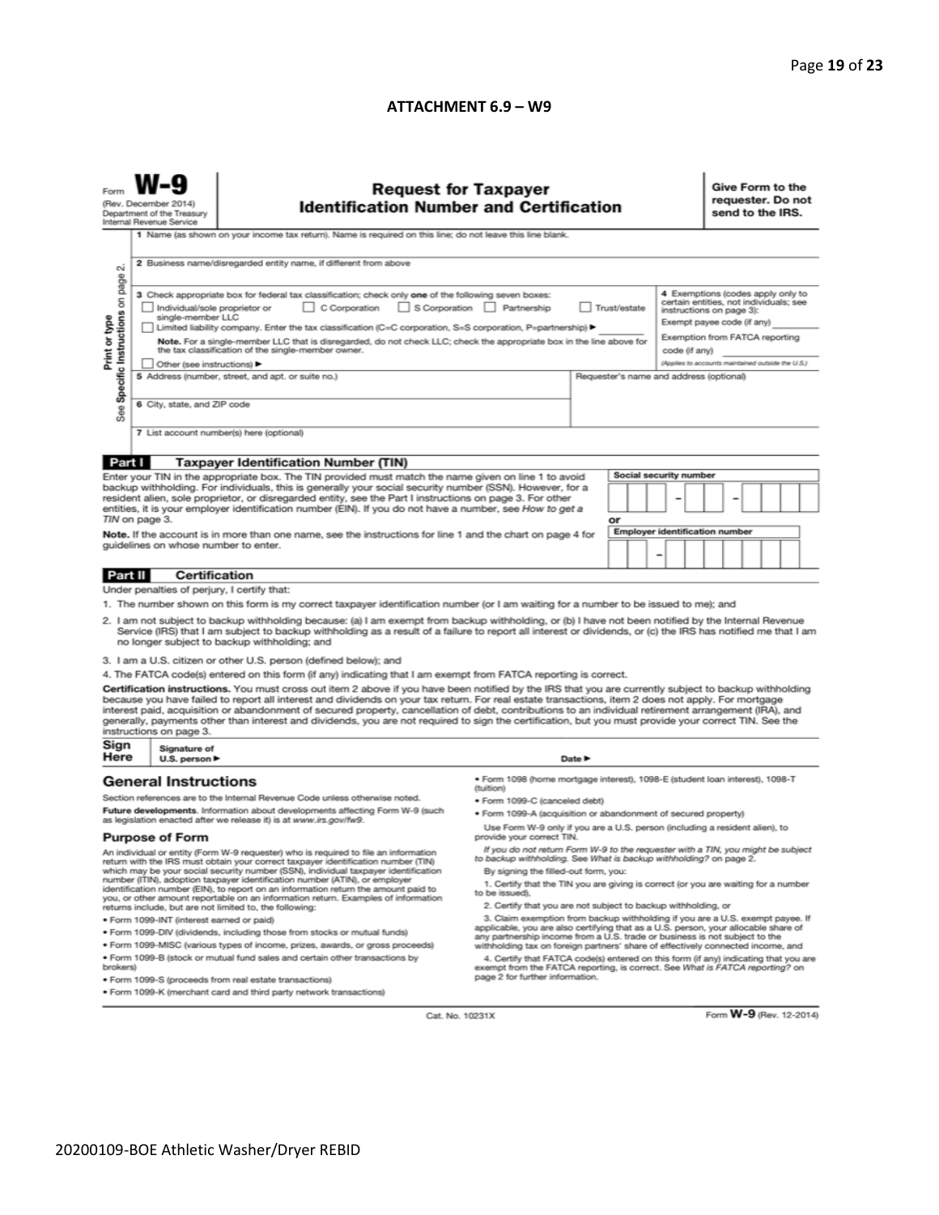### ATTACHMENT 6.9 – W9

Form **W-9**
(Rev. December 2014)
Department of the Treasury
Internal Revenue Service

## Request for Taxpayer Identification Number and Certification

**Give Form to the requester. Do not send to the IRS.**

Print or type — See Specific Instructions on page 2.

1 Name (as shown on your income tax return). Name is required on this line; do not leave this line blank.

2 Business name/disregarded entity name, if different from above

3 Check appropriate box for federal tax classification; check only **one** of the following seven boxes:

☐ Individual/sole proprietor or single-member LLC ☐ C Corporation ☐ S Corporation ☐ Partnership ☐ Trust/estate

☐ Limited liability company. Enter the tax classification (C=C corporation, S=S corporation, P=partnership) ► ________

**Note.** For a single-member LLC that is disregarded, do not check LLC; check the appropriate box in the line above for the tax classification of the single-member owner.

☐ Other (see instructions) ►

4 Exemptions (codes apply only to certain entities, not individuals; see instructions on page 3):

Exempt payee code (if any) ________

Exemption from FATCA reporting code (if any) ________

(Applies to accounts maintained outside the U.S.)

5 Address (number, street, and apt. or suite no.)

Requester's name and address (optional)

6 City, state, and ZIP code

7 List account number(s) here (optional)

### Part I Taxpayer Identification Number (TIN)

Enter your TIN in the appropriate box. The TIN provided must match the name given on line 1 to avoid backup withholding. For individuals, this is generally your social security number (SSN). However, for a resident alien, sole proprietor, or disregarded entity, see the Part I instructions on page 3. For other entities, it is your employer identification number (EIN). If you do not have a number, see *How to get a TIN* on page 3.

**Note.** If the account is in more than one name, see the instructions for line 1 and the chart on page 4 for guidelines on whose number to enter.

Social security number: ___ ___ ___ – ___ ___ – ___ ___ ___ ___

or

Employer identification number: ___ ___ – ___ ___ ___ ___ ___ ___ ___

### Part II Certification

Under penalties of perjury, I certify that:

1. The number shown on this form is my correct taxpayer identification number (or I am waiting for a number to be issued to me); and
2. I am not subject to backup withholding because: (a) I am exempt from backup withholding, or (b) I have not been notified by the Internal Revenue Service (IRS) that I am subject to backup withholding as a result of a failure to report all interest or dividends, or (c) the IRS has notified me that I am no longer subject to backup withholding; and
3. I am a U.S. citizen or other U.S. person (defined below); and
4. The FATCA code(s) entered on this form (if any) indicating that I am exempt from FATCA reporting is correct.

**Certification instructions.** You must cross out item 2 above if you have been notified by the IRS that you are currently subject to backup withholding because you have failed to report all interest and dividends on your tax return. For real estate transactions, item 2 does not apply. For mortgage interest paid, acquisition or abandonment of secured property, cancellation of debt, contributions to an individual retirement arrangement (IRA), and generally, payments other than interest and dividends, you are not required to sign the certification, but you must provide your correct TIN. See the instructions on page 3.

**Sign Here** Signature of U.S. person ► Date ►

## General Instructions

Section references are to the Internal Revenue Code unless otherwise noted.

**Future developments.** Information about developments affecting Form W-9 (such as legislation enacted after we release it) is at *www.irs.gov/fw9*.

### Purpose of Form

An individual or entity (Form W-9 requester) who is required to file an information return with the IRS must obtain your correct taxpayer identification number (TIN) which may be your social security number (SSN), individual taxpayer identification number (ITIN), adoption taxpayer identification number (ATIN), or employer identification number (EIN), to report on an information return the amount paid to you, or other amount reportable on an information return. Examples of information returns include, but are not limited to, the following:

- Form 1099-INT (interest earned or paid)
- Form 1099-DIV (dividends, including those from stocks or mutual funds)
- Form 1099-MISC (various types of income, prizes, awards, or gross proceeds)
- Form 1099-B (stock or mutual fund sales and certain other transactions by brokers)
- Form 1099-S (proceeds from real estate transactions)
- Form 1099-K (merchant card and third party network transactions)
- Form 1098 (home mortgage interest), 1098-E (student loan interest), 1098-T (tuition)
- Form 1099-C (canceled debt)
- Form 1099-A (acquisition or abandonment of secured property)

Use Form W-9 only if you are a U.S. person (including a resident alien), to provide your correct TIN.

*If you do not return Form W-9 to the requester with a TIN, you might be subject to backup withholding. See What is backup withholding? on page 2.*

By signing the filled-out form, you:

1. Certify that the TIN you are giving is correct (or you are waiting for a number to be issued),
2. Certify that you are not subject to backup withholding, or
3. Claim exemption from backup withholding if you are a U.S. exempt payee. If applicable, you are also certifying that as a U.S. person, your allocable share of any partnership income from a U.S. trade or business is not subject to the withholding tax on foreign partners' share of effectively connected income, and
4. Certify that FATCA code(s) entered on this form (if any) indicating that you are exempt from the FATCA reporting, is correct. See *What is FATCA reporting?* on page 2 for further information.

Cat. No. 10231X Form **W-9** (Rev. 12-2014)

20200109-BOE Athletic Washer/Dryer REBID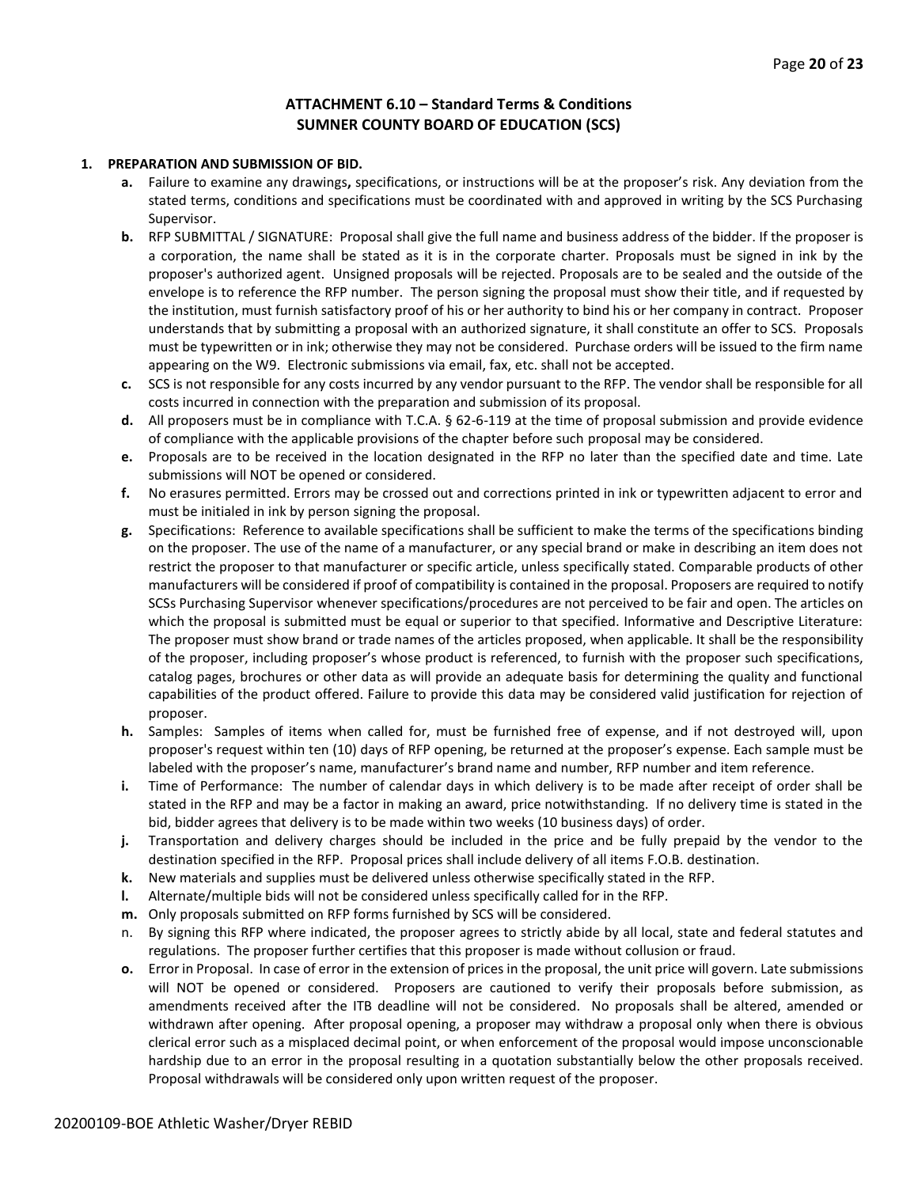## ATTACHMENT 6.10 – Standard Terms & Conditions
## SUMNER COUNTY BOARD OF EDUCATION (SCS)

**1. PREPARATION AND SUBMISSION OF BID.**

- **a.** Failure to examine any drawings**,** specifications, or instructions will be at the proposer's risk. Any deviation from the stated terms, conditions and specifications must be coordinated with and approved in writing by the SCS Purchasing Supervisor.
- **b.** RFP SUBMITTAL / SIGNATURE: Proposal shall give the full name and business address of the bidder. If the proposer is a corporation, the name shall be stated as it is in the corporate charter. Proposals must be signed in ink by the proposer's authorized agent. Unsigned proposals will be rejected. Proposals are to be sealed and the outside of the envelope is to reference the RFP number. The person signing the proposal must show their title, and if requested by the institution, must furnish satisfactory proof of his or her authority to bind his or her company in contract. Proposer understands that by submitting a proposal with an authorized signature, it shall constitute an offer to SCS. Proposals must be typewritten or in ink; otherwise they may not be considered. Purchase orders will be issued to the firm name appearing on the W9. Electronic submissions via email, fax, etc. shall not be accepted.
- **c.** SCS is not responsible for any costs incurred by any vendor pursuant to the RFP. The vendor shall be responsible for all costs incurred in connection with the preparation and submission of its proposal.
- **d.** All proposers must be in compliance with T.C.A. § 62-6-119 at the time of proposal submission and provide evidence of compliance with the applicable provisions of the chapter before such proposal may be considered.
- **e.** Proposals are to be received in the location designated in the RFP no later than the specified date and time. Late submissions will NOT be opened or considered.
- **f.** No erasures permitted. Errors may be crossed out and corrections printed in ink or typewritten adjacent to error and must be initialed in ink by person signing the proposal.
- **g.** Specifications: Reference to available specifications shall be sufficient to make the terms of the specifications binding on the proposer. The use of the name of a manufacturer, or any special brand or make in describing an item does not restrict the proposer to that manufacturer or specific article, unless specifically stated. Comparable products of other manufacturers will be considered if proof of compatibility is contained in the proposal. Proposers are required to notify SCSs Purchasing Supervisor whenever specifications/procedures are not perceived to be fair and open. The articles on which the proposal is submitted must be equal or superior to that specified. Informative and Descriptive Literature: The proposer must show brand or trade names of the articles proposed, when applicable. It shall be the responsibility of the proposer, including proposer's whose product is referenced, to furnish with the proposer such specifications, catalog pages, brochures or other data as will provide an adequate basis for determining the quality and functional capabilities of the product offered. Failure to provide this data may be considered valid justification for rejection of proposer.
- **h.** Samples: Samples of items when called for, must be furnished free of expense, and if not destroyed will, upon proposer's request within ten (10) days of RFP opening, be returned at the proposer's expense. Each sample must be labeled with the proposer's name, manufacturer's brand name and number, RFP number and item reference.
- **i.** Time of Performance: The number of calendar days in which delivery is to be made after receipt of order shall be stated in the RFP and may be a factor in making an award, price notwithstanding. If no delivery time is stated in the bid, bidder agrees that delivery is to be made within two weeks (10 business days) of order.
- **j.** Transportation and delivery charges should be included in the price and be fully prepaid by the vendor to the destination specified in the RFP. Proposal prices shall include delivery of all items F.O.B. destination.
- **k.** New materials and supplies must be delivered unless otherwise specifically stated in the RFP.
- **l.** Alternate/multiple bids will not be considered unless specifically called for in the RFP.
- **m.** Only proposals submitted on RFP forms furnished by SCS will be considered.
- n. By signing this RFP where indicated, the proposer agrees to strictly abide by all local, state and federal statutes and regulations. The proposer further certifies that this proposer is made without collusion or fraud.
- **o.** Error in Proposal. In case of error in the extension of prices in the proposal, the unit price will govern. Late submissions will NOT be opened or considered. Proposers are cautioned to verify their proposals before submission, as amendments received after the ITB deadline will not be considered. No proposals shall be altered, amended or withdrawn after opening. After proposal opening, a proposer may withdraw a proposal only when there is obvious clerical error such as a misplaced decimal point, or when enforcement of the proposal would impose unconscionable hardship due to an error in the proposal resulting in a quotation substantially below the other proposals received. Proposal withdrawals will be considered only upon written request of the proposer.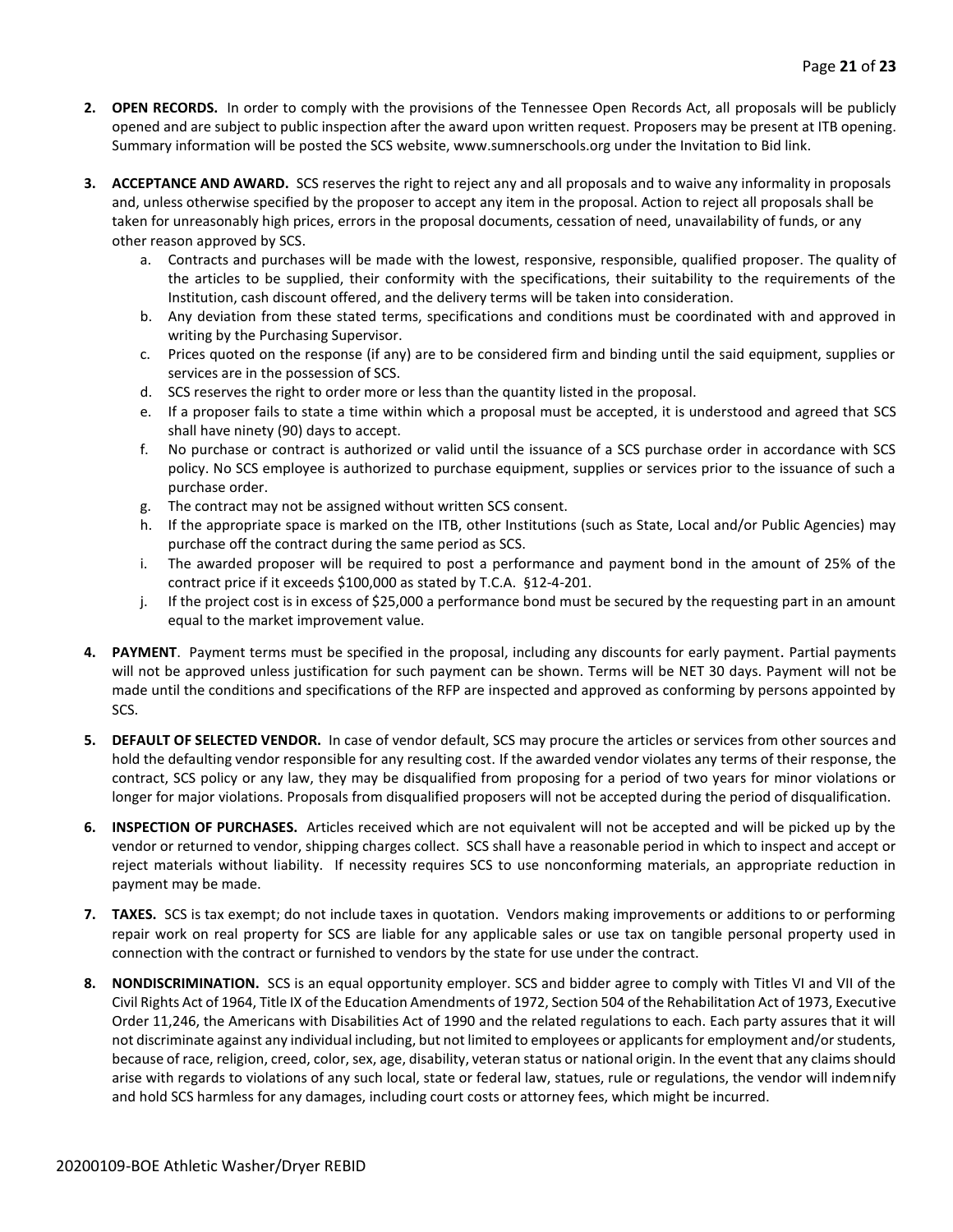2. **OPEN RECORDS.** In order to comply with the provisions of the Tennessee Open Records Act, all proposals will be publicly opened and are subject to public inspection after the award upon written request. Proposers may be present at ITB opening. Summary information will be posted the SCS website, www.sumnerschools.org under the Invitation to Bid link.

3. **ACCEPTANCE AND AWARD.** SCS reserves the right to reject any and all proposals and to waive any informality in proposals and, unless otherwise specified by the proposer to accept any item in the proposal. Action to reject all proposals shall be taken for unreasonably high prices, errors in the proposal documents, cessation of need, unavailability of funds, or any other reason approved by SCS.
   a. Contracts and purchases will be made with the lowest, responsive, responsible, qualified proposer. The quality of the articles to be supplied, their conformity with the specifications, their suitability to the requirements of the Institution, cash discount offered, and the delivery terms will be taken into consideration.
   b. Any deviation from these stated terms, specifications and conditions must be coordinated with and approved in writing by the Purchasing Supervisor.
   c. Prices quoted on the response (if any) are to be considered firm and binding until the said equipment, supplies or services are in the possession of SCS.
   d. SCS reserves the right to order more or less than the quantity listed in the proposal.
   e. If a proposer fails to state a time within which a proposal must be accepted, it is understood and agreed that SCS shall have ninety (90) days to accept.
   f. No purchase or contract is authorized or valid until the issuance of a SCS purchase order in accordance with SCS policy. No SCS employee is authorized to purchase equipment, supplies or services prior to the issuance of such a purchase order.
   g. The contract may not be assigned without written SCS consent.
   h. If the appropriate space is marked on the ITB, other Institutions (such as State, Local and/or Public Agencies) may purchase off the contract during the same period as SCS.
   i. The awarded proposer will be required to post a performance and payment bond in the amount of 25% of the contract price if it exceeds $100,000 as stated by T.C.A. §12-4-201.
   j. If the project cost is in excess of $25,000 a performance bond must be secured by the requesting part in an amount equal to the market improvement value.

4. **PAYMENT**. Payment terms must be specified in the proposal, including any discounts for early payment. Partial payments will not be approved unless justification for such payment can be shown. Terms will be NET 30 days. Payment will not be made until the conditions and specifications of the RFP are inspected and approved as conforming by persons appointed by SCS.

5. **DEFAULT OF SELECTED VENDOR.** In case of vendor default, SCS may procure the articles or services from other sources and hold the defaulting vendor responsible for any resulting cost. If the awarded vendor violates any terms of their response, the contract, SCS policy or any law, they may be disqualified from proposing for a period of two years for minor violations or longer for major violations. Proposals from disqualified proposers will not be accepted during the period of disqualification.

6. **INSPECTION OF PURCHASES.** Articles received which are not equivalent will not be accepted and will be picked up by the vendor or returned to vendor, shipping charges collect. SCS shall have a reasonable period in which to inspect and accept or reject materials without liability. If necessity requires SCS to use nonconforming materials, an appropriate reduction in payment may be made.

7. **TAXES.** SCS is tax exempt; do not include taxes in quotation. Vendors making improvements or additions to or performing repair work on real property for SCS are liable for any applicable sales or use tax on tangible personal property used in connection with the contract or furnished to vendors by the state for use under the contract.

8. **NONDISCRIMINATION.** SCS is an equal opportunity employer. SCS and bidder agree to comply with Titles VI and VII of the Civil Rights Act of 1964, Title IX of the Education Amendments of 1972, Section 504 of the Rehabilitation Act of 1973, Executive Order 11,246, the Americans with Disabilities Act of 1990 and the related regulations to each. Each party assures that it will not discriminate against any individual including, but not limited to employees or applicants for employment and/or students, because of race, religion, creed, color, sex, age, disability, veteran status or national origin. In the event that any claims should arise with regards to violations of any such local, state or federal law, statues, rule or regulations, the vendor will indemnify and hold SCS harmless for any damages, including court costs or attorney fees, which might be incurred.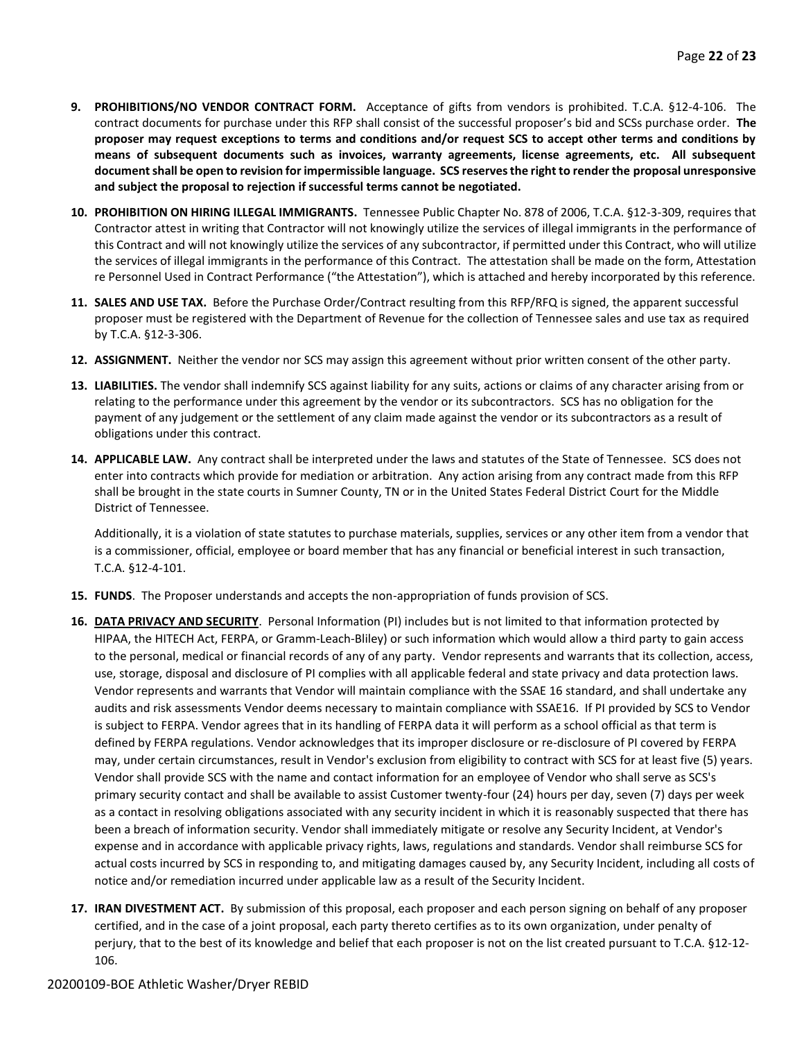9. **PROHIBITIONS/NO VENDOR CONTRACT FORM.** Acceptance of gifts from vendors is prohibited. T.C.A. §12-4-106. The contract documents for purchase under this RFP shall consist of the successful proposer's bid and SCSs purchase order. **The proposer may request exceptions to terms and conditions and/or request SCS to accept other terms and conditions by means of subsequent documents such as invoices, warranty agreements, license agreements, etc. All subsequent document shall be open to revision for impermissible language. SCS reserves the right to render the proposal unresponsive and subject the proposal to rejection if successful terms cannot be negotiated.**

10. **PROHIBITION ON HIRING ILLEGAL IMMIGRANTS.** Tennessee Public Chapter No. 878 of 2006, T.C.A. §12-3-309, requires that Contractor attest in writing that Contractor will not knowingly utilize the services of illegal immigrants in the performance of this Contract and will not knowingly utilize the services of any subcontractor, if permitted under this Contract, who will utilize the services of illegal immigrants in the performance of this Contract. The attestation shall be made on the form, Attestation re Personnel Used in Contract Performance ("the Attestation"), which is attached and hereby incorporated by this reference.

11. **SALES AND USE TAX.** Before the Purchase Order/Contract resulting from this RFP/RFQ is signed, the apparent successful proposer must be registered with the Department of Revenue for the collection of Tennessee sales and use tax as required by T.C.A. §12-3-306.

12. **ASSIGNMENT.** Neither the vendor nor SCS may assign this agreement without prior written consent of the other party.

13. **LIABILITIES.** The vendor shall indemnify SCS against liability for any suits, actions or claims of any character arising from or relating to the performance under this agreement by the vendor or its subcontractors. SCS has no obligation for the payment of any judgement or the settlement of any claim made against the vendor or its subcontractors as a result of obligations under this contract.

14. **APPLICABLE LAW.** Any contract shall be interpreted under the laws and statutes of the State of Tennessee. SCS does not enter into contracts which provide for mediation or arbitration. Any action arising from any contract made from this RFP shall be brought in the state courts in Sumner County, TN or in the United States Federal District Court for the Middle District of Tennessee.

    Additionally, it is a violation of state statutes to purchase materials, supplies, services or any other item from a vendor that is a commissioner, official, employee or board member that has any financial or beneficial interest in such transaction, T.C.A. §12-4-101.

15. **FUNDS**. The Proposer understands and accepts the non-appropriation of funds provision of SCS.

16. **<u>DATA PRIVACY AND SECURITY</u>**. Personal Information (PI) includes but is not limited to that information protected by HIPAA, the HITECH Act, FERPA, or Gramm-Leach-Bliley) or such information which would allow a third party to gain access to the personal, medical or financial records of any of any party. Vendor represents and warrants that its collection, access, use, storage, disposal and disclosure of PI complies with all applicable federal and state privacy and data protection laws. Vendor represents and warrants that Vendor will maintain compliance with the SSAE 16 standard, and shall undertake any audits and risk assessments Vendor deems necessary to maintain compliance with SSAE16. If PI provided by SCS to Vendor is subject to FERPA. Vendor agrees that in its handling of FERPA data it will perform as a school official as that term is defined by FERPA regulations. Vendor acknowledges that its improper disclosure or re-disclosure of PI covered by FERPA may, under certain circumstances, result in Vendor's exclusion from eligibility to contract with SCS for at least five (5) years. Vendor shall provide SCS with the name and contact information for an employee of Vendor who shall serve as SCS's primary security contact and shall be available to assist Customer twenty-four (24) hours per day, seven (7) days per week as a contact in resolving obligations associated with any security incident in which it is reasonably suspected that there has been a breach of information security. Vendor shall immediately mitigate or resolve any Security Incident, at Vendor's expense and in accordance with applicable privacy rights, laws, regulations and standards. Vendor shall reimburse SCS for actual costs incurred by SCS in responding to, and mitigating damages caused by, any Security Incident, including all costs of notice and/or remediation incurred under applicable law as a result of the Security Incident.

17. **IRAN DIVESTMENT ACT.** By submission of this proposal, each proposer and each person signing on behalf of any proposer certified, and in the case of a joint proposal, each party thereto certifies as to its own organization, under penalty of perjury, that to the best of its knowledge and belief that each proposer is not on the list created pursuant to T.C.A. §12-12-106.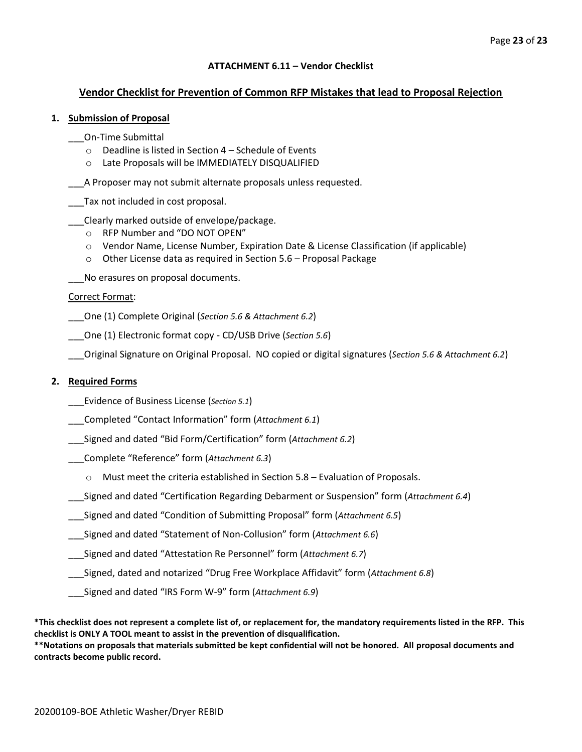**ATTACHMENT 6.11 – Vendor Checklist**

## Vendor Checklist for Prevention of Common RFP Mistakes that lead to Proposal Rejection

1. **Submission of Proposal**

   ___On-Time Submittal
   - Deadline is listed in Section 4 – Schedule of Events
   - Late Proposals will be IMMEDIATELY DISQUALIFIED

   ___A Proposer may not submit alternate proposals unless requested.

   ___Tax not included in cost proposal.

   ___Clearly marked outside of envelope/package.
   - RFP Number and "DO NOT OPEN"
   - Vendor Name, License Number, Expiration Date & License Classification (if applicable)
   - Other License data as required in Section 5.6 – Proposal Package

   ___No erasures on proposal documents.

   Correct Format:

   ___One (1) Complete Original (*Section 5.6 & Attachment 6.2*)

   ___One (1) Electronic format copy - CD/USB Drive (*Section 5.6*)

   ___Original Signature on Original Proposal. NO copied or digital signatures (*Section 5.6 & Attachment 6.2*)

2. **Required Forms**

   ___Evidence of Business License (*Section 5.1*)

   ___Completed "Contact Information" form (*Attachment 6.1*)

   ___Signed and dated "Bid Form/Certification" form (*Attachment 6.2*)

   ___Complete "Reference" form (*Attachment 6.3*)
   - Must meet the criteria established in Section 5.8 – Evaluation of Proposals.

   ___Signed and dated "Certification Regarding Debarment or Suspension" form (*Attachment 6.4*)

   ___Signed and dated "Condition of Submitting Proposal" form (*Attachment 6.5*)

   ___Signed and dated "Statement of Non-Collusion" form (*Attachment 6.6*)

   ___Signed and dated "Attestation Re Personnel" form (*Attachment 6.7*)

   ___Signed, dated and notarized "Drug Free Workplace Affidavit" form (*Attachment 6.8*)

   ___Signed and dated "IRS Form W-9" form (*Attachment 6.9*)

**\*This checklist does not represent a complete list of, or replacement for, the mandatory requirements listed in the RFP. This checklist is ONLY A TOOL meant to assist in the prevention of disqualification.**
**\*\*Notations on proposals that materials submitted be kept confidential will not be honored. All proposal documents and contracts become public record.**

20200109-BOE Athletic Washer/Dryer REBID